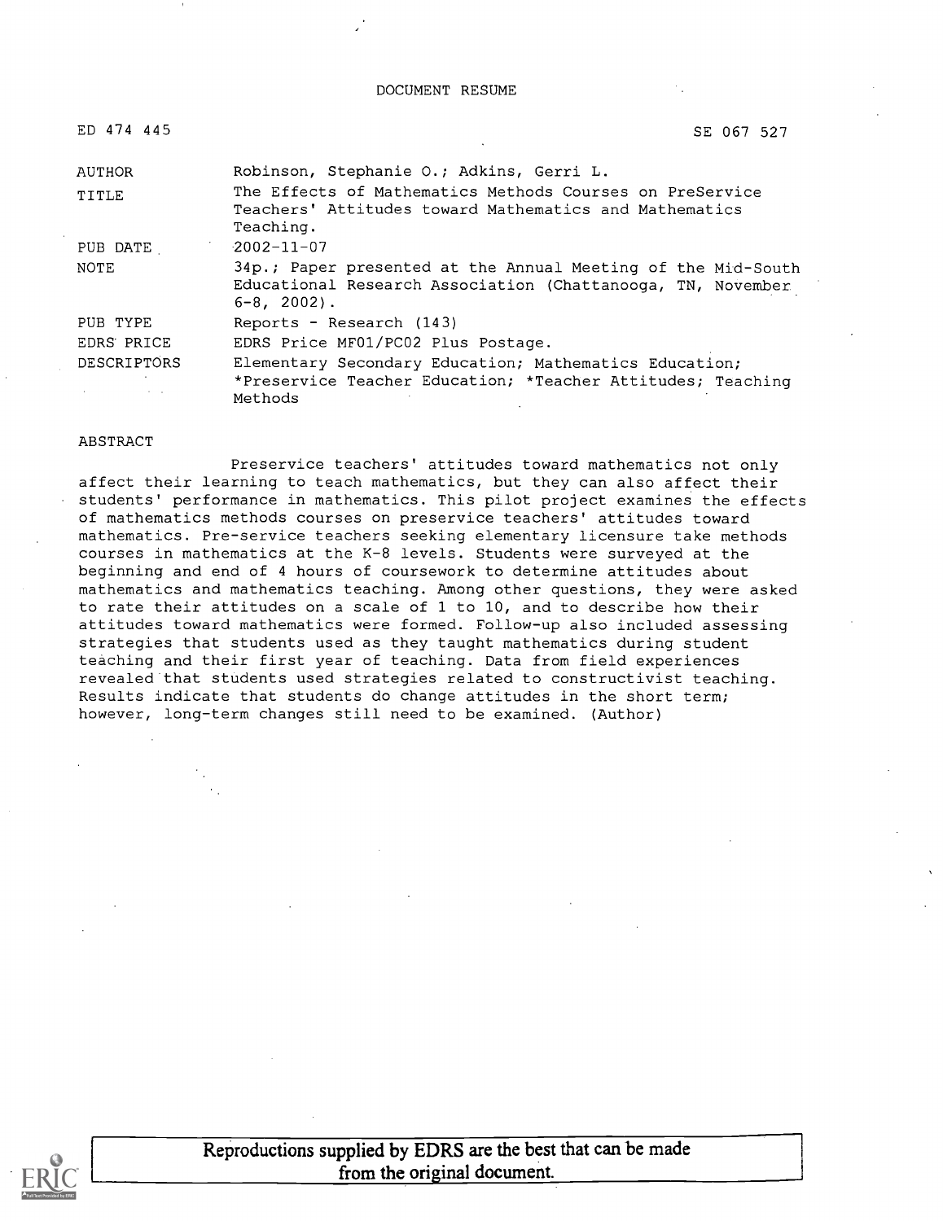# DOCUMENT RESUME

| | | |
|---|---|---|
| ED 474 445 | | SE 067 527 |
| AUTHOR | Robinson, Stephanie O.; Adkins, Gerri L. | |
| TITLE | The Effects of Mathematics Methods Courses on PreService Teachers' Attitudes toward Mathematics and Mathematics Teaching. | |
| PUB DATE | 2002-11-07 | |
| NOTE | 34p.; Paper presented at the Annual Meeting of the Mid-South Educational Research Association (Chattanooga, TN, November 6-8, 2002). | |
| PUB TYPE | Reports - Research (143) | |
| EDRS PRICE | EDRS Price MF01/PC02 Plus Postage. | |
| DESCRIPTORS | Elementary Secondary Education; Mathematics Education; *Preservice Teacher Education; *Teacher Attitudes; Teaching Methods | |

## ABSTRACT

Preservice teachers' attitudes toward mathematics not only affect their learning to teach mathematics, but they can also affect their students' performance in mathematics. This pilot project examines the effects of mathematics methods courses on preservice teachers' attitudes toward mathematics. Pre-service teachers seeking elementary licensure take methods courses in mathematics at the K-8 levels. Students were surveyed at the beginning and end of 4 hours of coursework to determine attitudes about mathematics and mathematics teaching. Among other questions, they were asked to rate their attitudes on a scale of 1 to 10, and to describe how their attitudes toward mathematics were formed. Follow-up also included assessing strategies that students used as they taught mathematics during student teaching and their first year of teaching. Data from field experiences revealed that students used strategies related to constructivist teaching. Results indicate that students do change attitudes in the short term; however, long-term changes still need to be examined. (Author)

Reproductions supplied by EDRS are the best that can be made from the original document.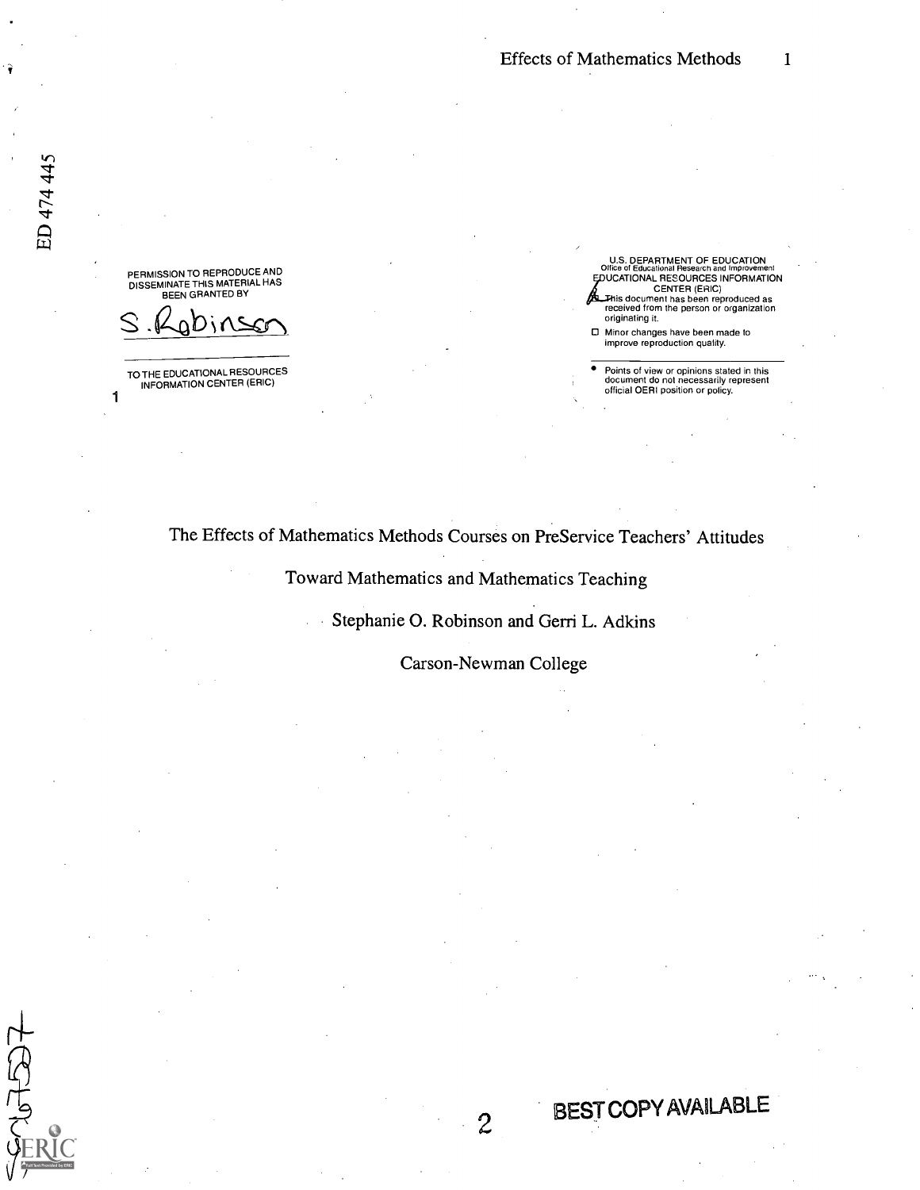ED 474 445

PERMISSION TO REPRODUCE AND DISSEMINATE THIS MATERIAL HAS BEEN GRANTED BY

S. Robinson

TO THE EDUCATIONAL RESOURCES INFORMATION CENTER (ERIC)

U.S. DEPARTMENT OF EDUCATION
Office of Educational Research and Improvement
EDUCATIONAL RESOURCES INFORMATION CENTER (ERIC)

- This document has been reproduced as received from the person or organization originating it.
- Minor changes have been made to improve reproduction quality.
- Points of view or opinions stated in this document do not necessarily represent official OERI position or policy.

# The Effects of Mathematics Methods Courses on PreService Teachers' Attitudes Toward Mathematics and Mathematics Teaching

Stephanie O. Robinson and Gerri L. Adkins

Carson-Newman College

BEST COPY AVAILABLE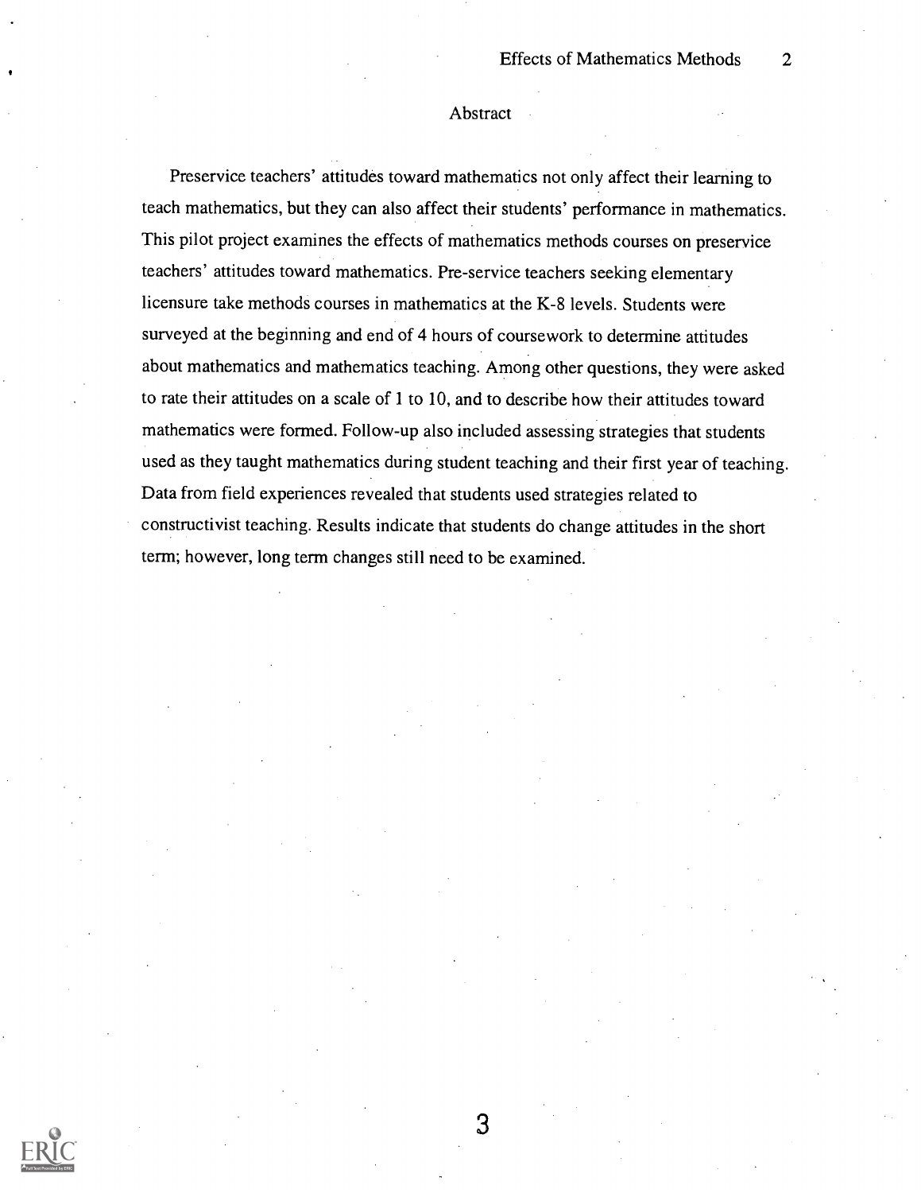## Abstract

Preservice teachers' attitudes toward mathematics not only affect their learning to teach mathematics, but they can also affect their students' performance in mathematics. This pilot project examines the effects of mathematics methods courses on preservice teachers' attitudes toward mathematics. Pre-service teachers seeking elementary licensure take methods courses in mathematics at the K-8 levels. Students were surveyed at the beginning and end of 4 hours of coursework to determine attitudes about mathematics and mathematics teaching. Among other questions, they were asked to rate their attitudes on a scale of 1 to 10, and to describe how their attitudes toward mathematics were formed. Follow-up also included assessing strategies that students used as they taught mathematics during student teaching and their first year of teaching. Data from field experiences revealed that students used strategies related to constructivist teaching. Results indicate that students do change attitudes in the short term; however, long term changes still need to be examined.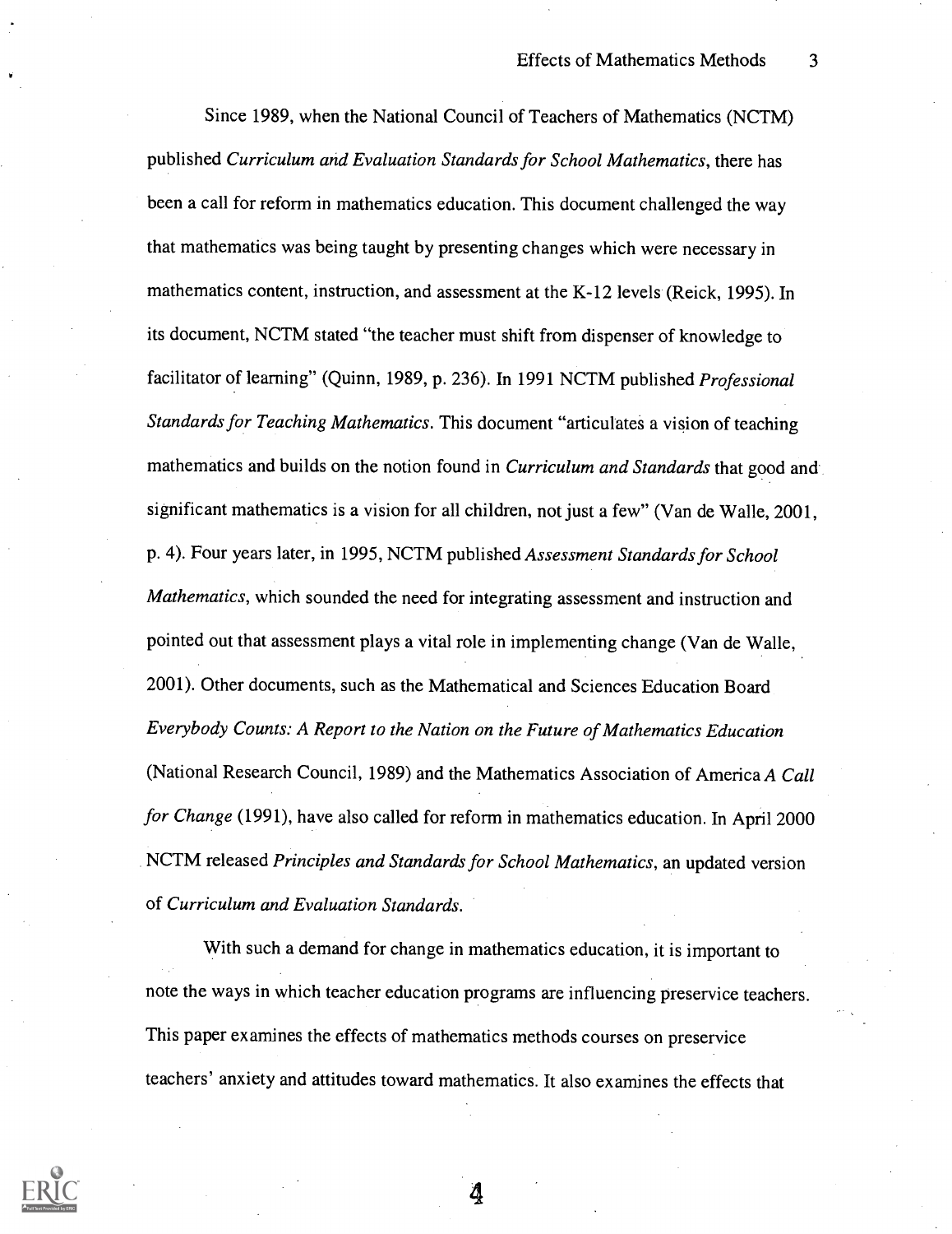Since 1989, when the National Council of Teachers of Mathematics (NCTM) published *Curriculum and Evaluation Standards for School Mathematics*, there has been a call for reform in mathematics education. This document challenged the way that mathematics was being taught by presenting changes which were necessary in mathematics content, instruction, and assessment at the K-12 levels (Reick, 1995). In its document, NCTM stated "the teacher must shift from dispenser of knowledge to facilitator of learning" (Quinn, 1989, p. 236). In 1991 NCTM published *Professional Standards for Teaching Mathematics*. This document "articulates a vision of teaching mathematics and builds on the notion found in *Curriculum and Standards* that good and significant mathematics is a vision for all children, not just a few" (Van de Walle, 2001, p. 4). Four years later, in 1995, NCTM published *Assessment Standards for School Mathematics*, which sounded the need for integrating assessment and instruction and pointed out that assessment plays a vital role in implementing change (Van de Walle, 2001). Other documents, such as the Mathematical and Sciences Education Board *Everybody Counts: A Report to the Nation on the Future of Mathematics Education* (National Research Council, 1989) and the Mathematics Association of America *A Call for Change* (1991), have also called for reform in mathematics education. In April 2000 NCTM released *Principles and Standards for School Mathematics*, an updated version of *Curriculum and Evaluation Standards*.

With such a demand for change in mathematics education, it is important to note the ways in which teacher education programs are influencing preservice teachers. This paper examines the effects of mathematics methods courses on preservice teachers' anxiety and attitudes toward mathematics. It also examines the effects that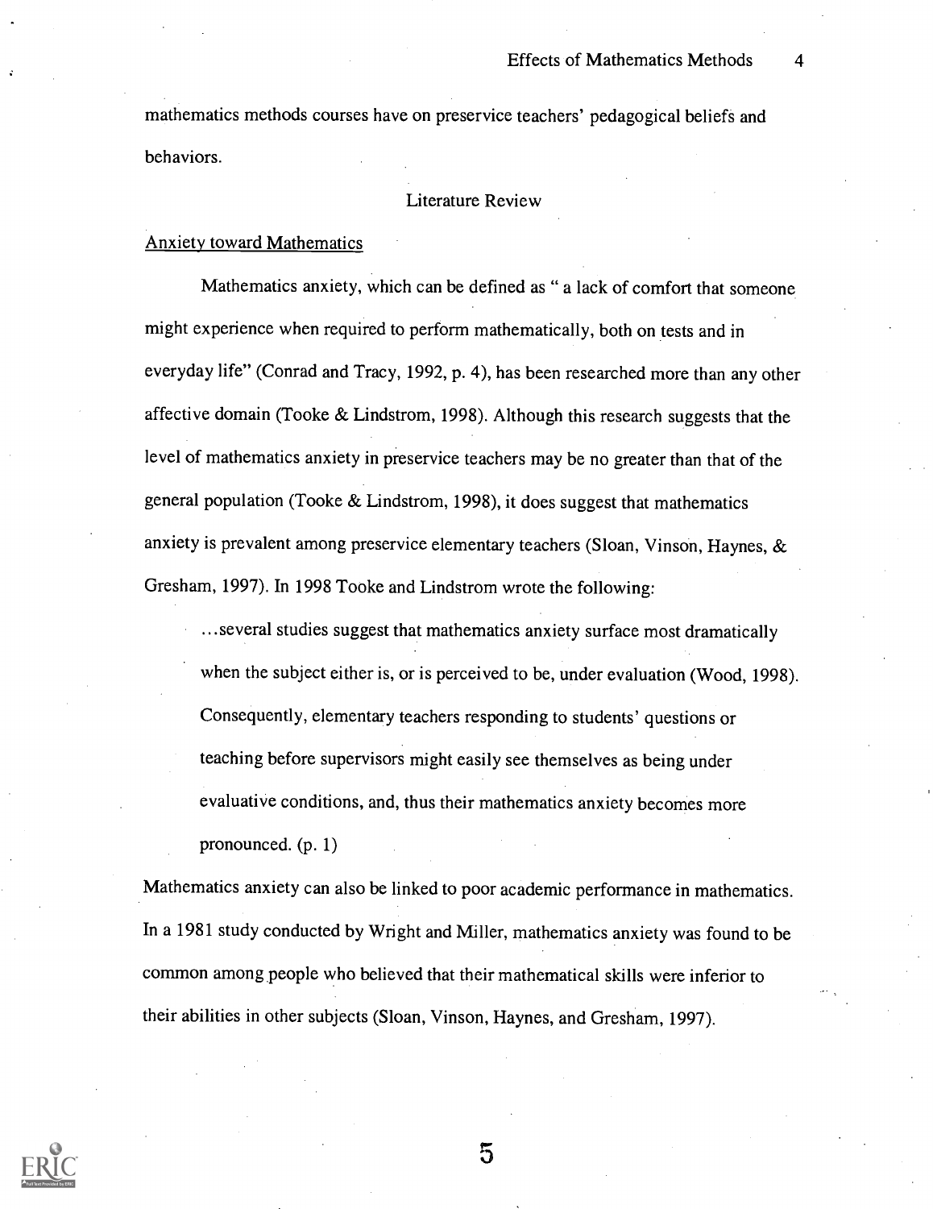mathematics methods courses have on preservice teachers' pedagogical beliefs and behaviors.

## Literature Review

### Anxiety toward Mathematics

Mathematics anxiety, which can be defined as " a lack of comfort that someone might experience when required to perform mathematically, both on tests and in everyday life" (Conrad and Tracy, 1992, p. 4), has been researched more than any other affective domain (Tooke & Lindstrom, 1998). Although this research suggests that the level of mathematics anxiety in preservice teachers may be no greater than that of the general population (Tooke & Lindstrom, 1998), it does suggest that mathematics anxiety is prevalent among preservice elementary teachers (Sloan, Vinson, Haynes, & Gresham, 1997). In 1998 Tooke and Lindstrom wrote the following:

> ...several studies suggest that mathematics anxiety surface most dramatically when the subject either is, or is perceived to be, under evaluation (Wood, 1998). Consequently, elementary teachers responding to students' questions or teaching before supervisors might easily see themselves as being under evaluative conditions, and, thus their mathematics anxiety becomes more pronounced. (p. 1)

Mathematics anxiety can also be linked to poor academic performance in mathematics. In a 1981 study conducted by Wright and Miller, mathematics anxiety was found to be common among people who believed that their mathematical skills were inferior to their abilities in other subjects (Sloan, Vinson, Haynes, and Gresham, 1997).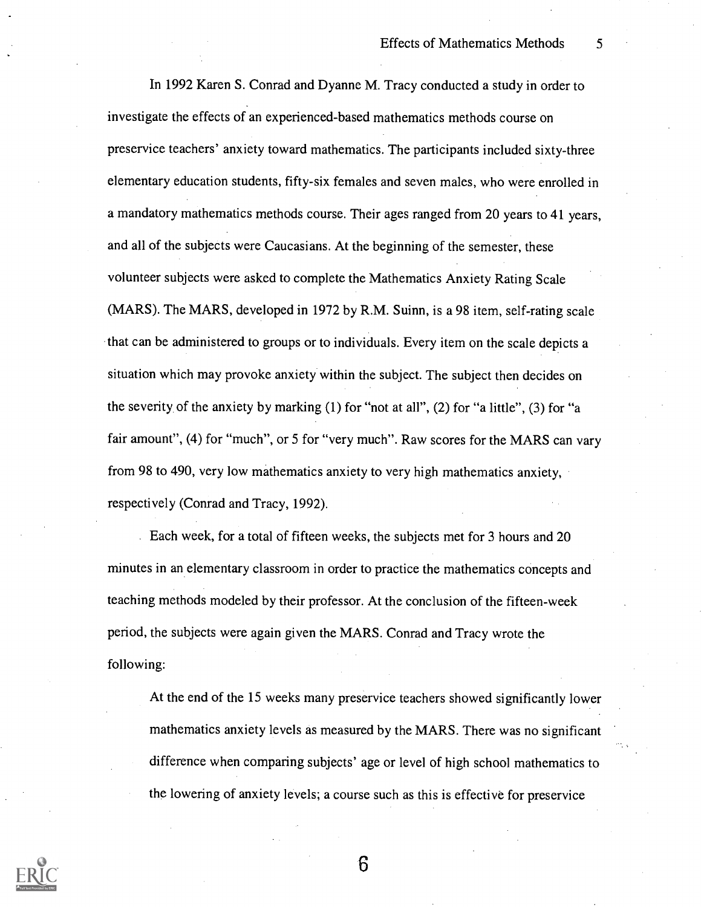In 1992 Karen S. Conrad and Dyanne M. Tracy conducted a study in order to investigate the effects of an experienced-based mathematics methods course on preservice teachers' anxiety toward mathematics. The participants included sixty-three elementary education students, fifty-six females and seven males, who were enrolled in a mandatory mathematics methods course. Their ages ranged from 20 years to 41 years, and all of the subjects were Caucasians. At the beginning of the semester, these volunteer subjects were asked to complete the Mathematics Anxiety Rating Scale (MARS). The MARS, developed in 1972 by R.M. Suinn, is a 98 item, self-rating scale that can be administered to groups or to individuals. Every item on the scale depicts a situation which may provoke anxiety within the subject. The subject then decides on the severity of the anxiety by marking (1) for "not at all", (2) for "a little", (3) for "a fair amount", (4) for "much", or 5 for "very much". Raw scores for the MARS can vary from 98 to 490, very low mathematics anxiety to very high mathematics anxiety, respectively (Conrad and Tracy, 1992).

Each week, for a total of fifteen weeks, the subjects met for 3 hours and 20 minutes in an elementary classroom in order to practice the mathematics concepts and teaching methods modeled by their professor. At the conclusion of the fifteen-week period, the subjects were again given the MARS. Conrad and Tracy wrote the following:

> At the end of the 15 weeks many preservice teachers showed significantly lower mathematics anxiety levels as measured by the MARS. There was no significant difference when comparing subjects' age or level of high school mathematics to the lowering of anxiety levels; a course such as this is effective for preservice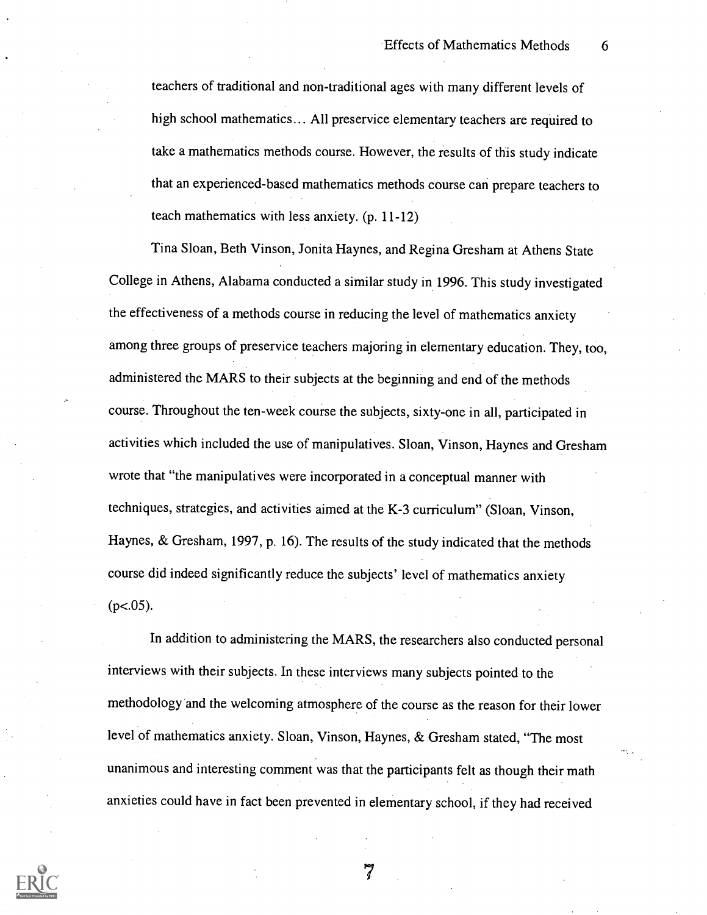> teachers of traditional and non-traditional ages with many different levels of high school mathematics... All preservice elementary teachers are required to take a mathematics methods course. However, the results of this study indicate that an experienced-based mathematics methods course can prepare teachers to teach mathematics with less anxiety. (p. 11-12)

Tina Sloan, Beth Vinson, Jonita Haynes, and Regina Gresham at Athens State College in Athens, Alabama conducted a similar study in 1996. This study investigated the effectiveness of a methods course in reducing the level of mathematics anxiety among three groups of preservice teachers majoring in elementary education. They, too, administered the MARS to their subjects at the beginning and end of the methods course. Throughout the ten-week course the subjects, sixty-one in all, participated in activities which included the use of manipulatives. Sloan, Vinson, Haynes and Gresham wrote that "the manipulatives were incorporated in a conceptual manner with techniques, strategies, and activities aimed at the K-3 curriculum" (Sloan, Vinson, Haynes, & Gresham, 1997, p. 16). The results of the study indicated that the methods course did indeed significantly reduce the subjects' level of mathematics anxiety ($p<.05$).

In addition to administering the MARS, the researchers also conducted personal interviews with their subjects. In these interviews many subjects pointed to the methodology and the welcoming atmosphere of the course as the reason for their lower level of mathematics anxiety. Sloan, Vinson, Haynes, & Gresham stated, "The most unanimous and interesting comment was that the participants felt as though their math anxieties could have in fact been prevented in elementary school, if they had received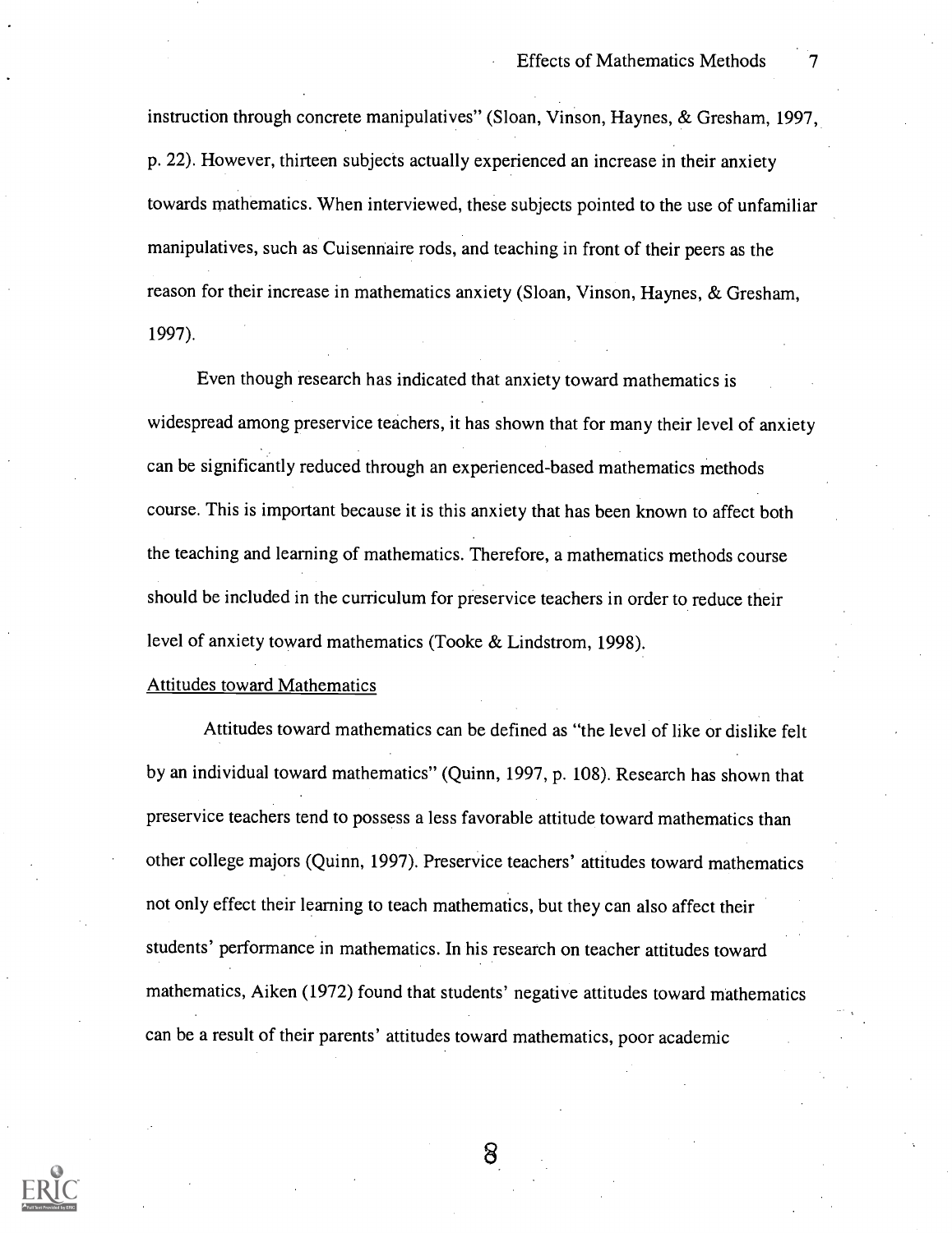instruction through concrete manipulatives" (Sloan, Vinson, Haynes, & Gresham, 1997, p. 22). However, thirteen subjects actually experienced an increase in their anxiety towards mathematics. When interviewed, these subjects pointed to the use of unfamiliar manipulatives, such as Cuisennaire rods, and teaching in front of their peers as the reason for their increase in mathematics anxiety (Sloan, Vinson, Haynes, & Gresham, 1997).

Even though research has indicated that anxiety toward mathematics is widespread among preservice teachers, it has shown that for many their level of anxiety can be significantly reduced through an experienced-based mathematics methods course. This is important because it is this anxiety that has been known to affect both the teaching and learning of mathematics. Therefore, a mathematics methods course should be included in the curriculum for preservice teachers in order to reduce their level of anxiety toward mathematics (Tooke & Lindstrom, 1998).

### Attitudes toward Mathematics

Attitudes toward mathematics can be defined as "the level of like or dislike felt by an individual toward mathematics" (Quinn, 1997, p. 108). Research has shown that preservice teachers tend to possess a less favorable attitude toward mathematics than other college majors (Quinn, 1997). Preservice teachers' attitudes toward mathematics not only effect their learning to teach mathematics, but they can also affect their students' performance in mathematics. In his research on teacher attitudes toward mathematics, Aiken (1972) found that students' negative attitudes toward mathematics can be a result of their parents' attitudes toward mathematics, poor academic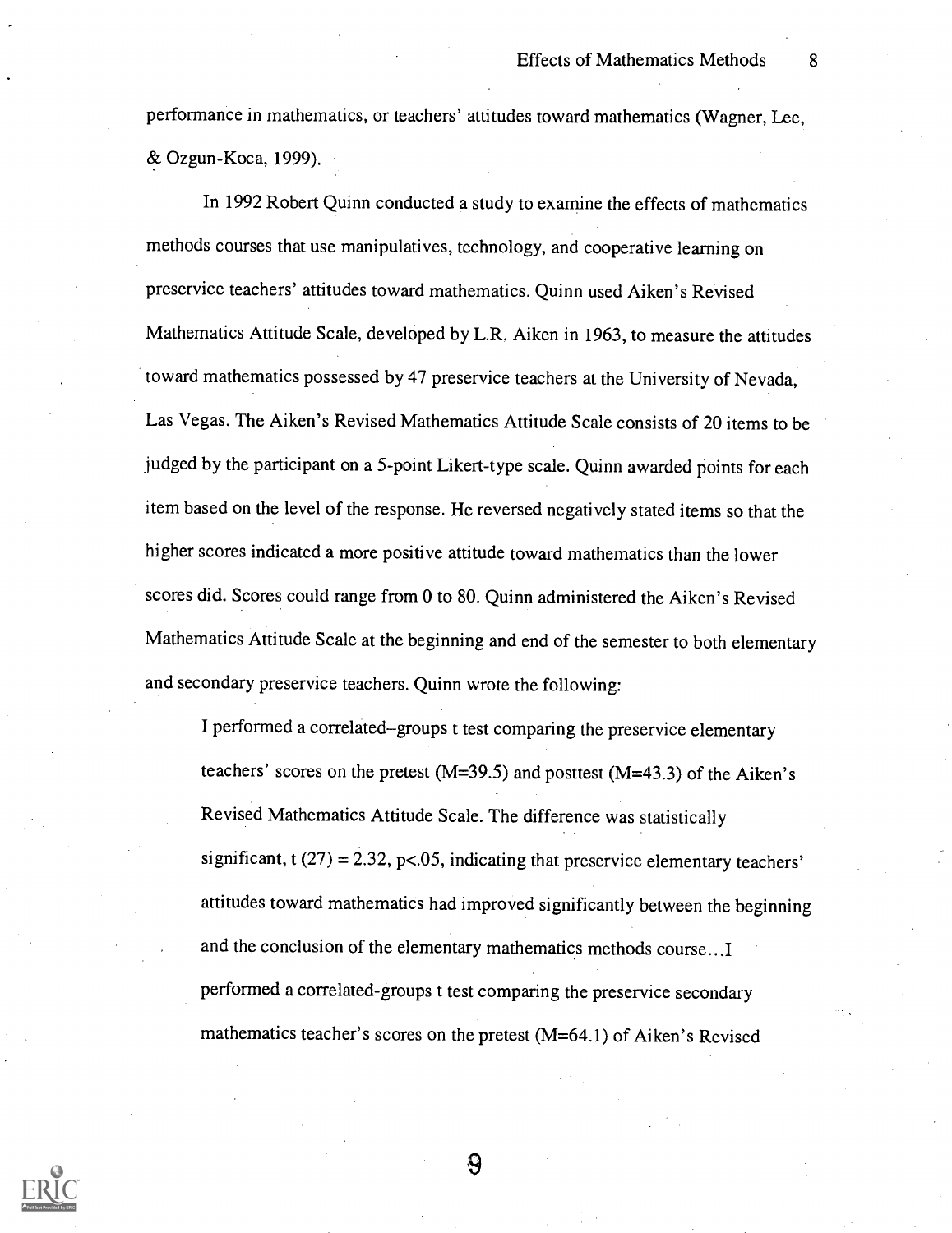performance in mathematics, or teachers' attitudes toward mathematics (Wagner, Lee, & Ozgun-Koca, 1999).

In 1992 Robert Quinn conducted a study to examine the effects of mathematics methods courses that use manipulatives, technology, and cooperative learning on preservice teachers' attitudes toward mathematics. Quinn used Aiken's Revised Mathematics Attitude Scale, developed by L.R. Aiken in 1963, to measure the attitudes toward mathematics possessed by 47 preservice teachers at the University of Nevada, Las Vegas. The Aiken's Revised Mathematics Attitude Scale consists of 20 items to be judged by the participant on a 5-point Likert-type scale. Quinn awarded points for each item based on the level of the response. He reversed negatively stated items so that the higher scores indicated a more positive attitude toward mathematics than the lower scores did. Scores could range from 0 to 80. Quinn administered the Aiken's Revised Mathematics Attitude Scale at the beginning and end of the semester to both elementary and secondary preservice teachers. Quinn wrote the following:

> I performed a correlated–groups t test comparing the preservice elementary teachers' scores on the pretest ($M=39.5$) and posttest ($M=43.3$) of the Aiken's Revised Mathematics Attitude Scale. The difference was statistically significant, $t\,(27) = 2.32$, $p<.05$, indicating that preservice elementary teachers' attitudes toward mathematics had improved significantly between the beginning and the conclusion of the elementary mathematics methods course…I performed a correlated-groups t test comparing the preservice secondary mathematics teacher's scores on the pretest ($M=64.1$) of Aiken's Revised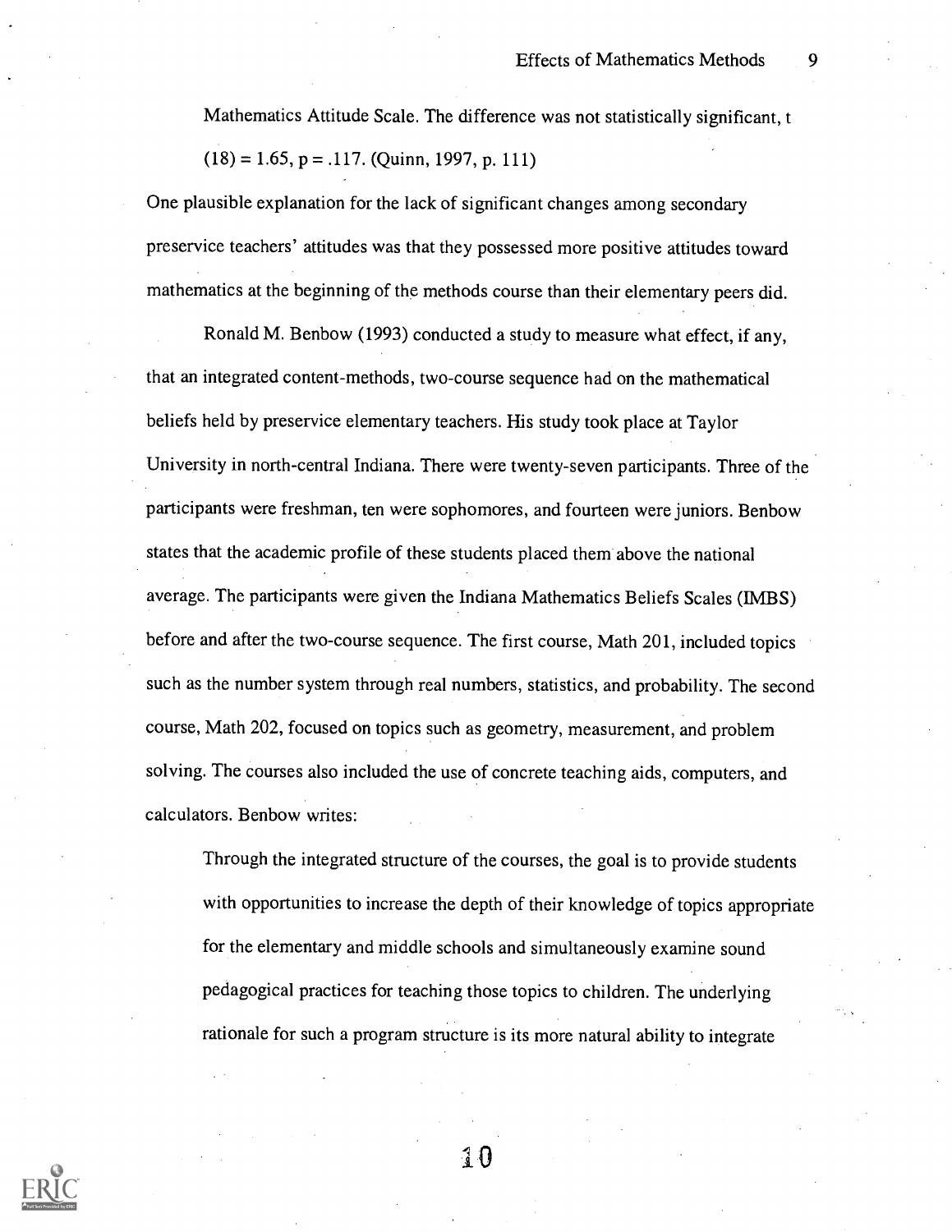> Mathematics Attitude Scale. The difference was not statistically significant, $t(18) = 1.65$, $p = .117$. (Quinn, 1997, p. 111)

One plausible explanation for the lack of significant changes among secondary preservice teachers' attitudes was that they possessed more positive attitudes toward mathematics at the beginning of the methods course than their elementary peers did.

Ronald M. Benbow (1993) conducted a study to measure what effect, if any, that an integrated content-methods, two-course sequence had on the mathematical beliefs held by preservice elementary teachers. His study took place at Taylor University in north-central Indiana. There were twenty-seven participants. Three of the participants were freshman, ten were sophomores, and fourteen were juniors. Benbow states that the academic profile of these students placed them above the national average. The participants were given the Indiana Mathematics Beliefs Scales (IMBS) before and after the two-course sequence. The first course, Math 201, included topics such as the number system through real numbers, statistics, and probability. The second course, Math 202, focused on topics such as geometry, measurement, and problem solving. The courses also included the use of concrete teaching aids, computers, and calculators. Benbow writes:

> Through the integrated structure of the courses, the goal is to provide students with opportunities to increase the depth of their knowledge of topics appropriate for the elementary and middle schools and simultaneously examine sound pedagogical practices for teaching those topics to children. The underlying rationale for such a program structure is its more natural ability to integrate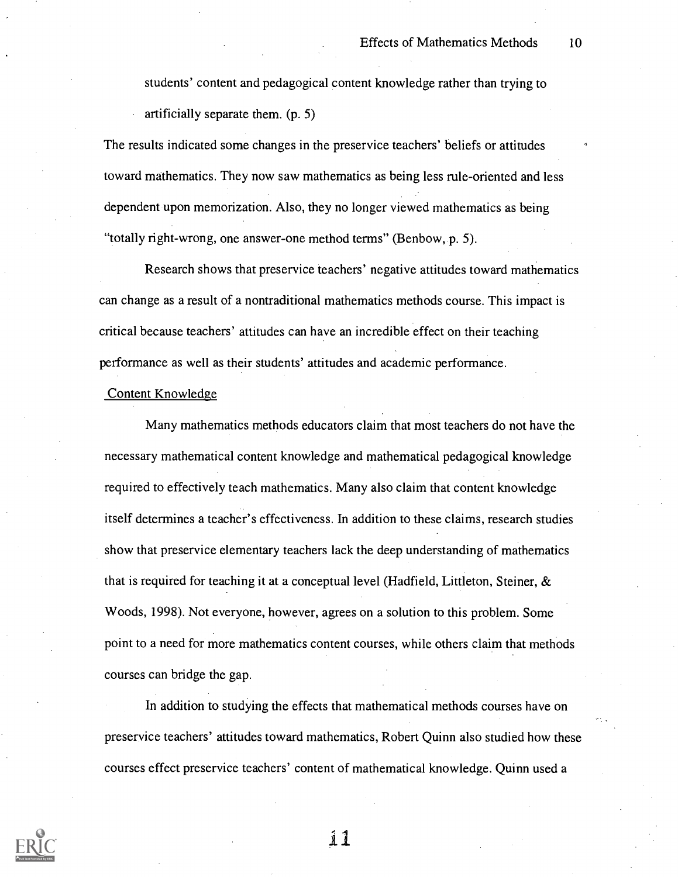students' content and pedagogical content knowledge rather than trying to artificially separate them. (p. 5)

The results indicated some changes in the preservice teachers' beliefs or attitudes toward mathematics. They now saw mathematics as being less rule-oriented and less dependent upon memorization. Also, they no longer viewed mathematics as being "totally right-wrong, one answer-one method terms" (Benbow, p. 5).

Research shows that preservice teachers' negative attitudes toward mathematics can change as a result of a nontraditional mathematics methods course. This impact is critical because teachers' attitudes can have an incredible effect on their teaching performance as well as their students' attitudes and academic performance.

## Content Knowledge

Many mathematics methods educators claim that most teachers do not have the necessary mathematical content knowledge and mathematical pedagogical knowledge required to effectively teach mathematics. Many also claim that content knowledge itself determines a teacher's effectiveness. In addition to these claims, research studies show that preservice elementary teachers lack the deep understanding of mathematics that is required for teaching it at a conceptual level (Hadfield, Littleton, Steiner, & Woods, 1998). Not everyone, however, agrees on a solution to this problem. Some point to a need for more mathematics content courses, while others claim that methods courses can bridge the gap.

In addition to studying the effects that mathematical methods courses have on preservice teachers' attitudes toward mathematics, Robert Quinn also studied how these courses effect preservice teachers' content of mathematical knowledge. Quinn used a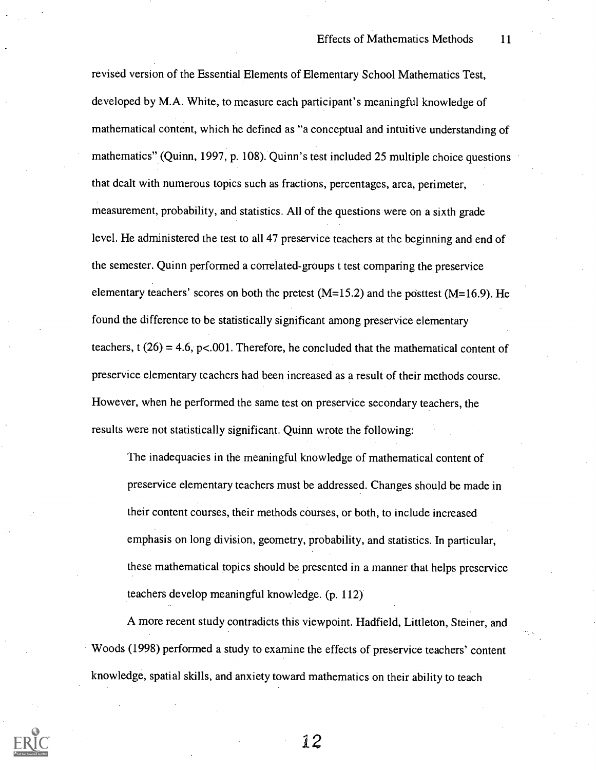revised version of the Essential Elements of Elementary School Mathematics Test, developed by M.A. White, to measure each participant's meaningful knowledge of mathematical content, which he defined as "a conceptual and intuitive understanding of mathematics" (Quinn, 1997, p. 108). Quinn's test included 25 multiple choice questions that dealt with numerous topics such as fractions, percentages, area, perimeter, measurement, probability, and statistics. All of the questions were on a sixth grade level. He administered the test to all 47 preservice teachers at the beginning and end of the semester. Quinn performed a correlated-groups t test comparing the preservice elementary teachers' scores on both the pretest ($M=15.2$) and the posttest ($M=16.9$). He found the difference to be statistically significant among preservice elementary teachers, $t(26) = 4.6$, $p<.001$. Therefore, he concluded that the mathematical content of preservice elementary teachers had been increased as a result of their methods course. However, when he performed the same test on preservice secondary teachers, the results were not statistically significant. Quinn wrote the following:

> The inadequacies in the meaningful knowledge of mathematical content of preservice elementary teachers must be addressed. Changes should be made in their content courses, their methods courses, or both, to include increased emphasis on long division, geometry, probability, and statistics. In particular, these mathematical topics should be presented in a manner that helps preservice teachers develop meaningful knowledge. (p. 112)

A more recent study contradicts this viewpoint. Hadfield, Littleton, Steiner, and Woods (1998) performed a study to examine the effects of preservice teachers' content knowledge, spatial skills, and anxiety toward mathematics on their ability to teach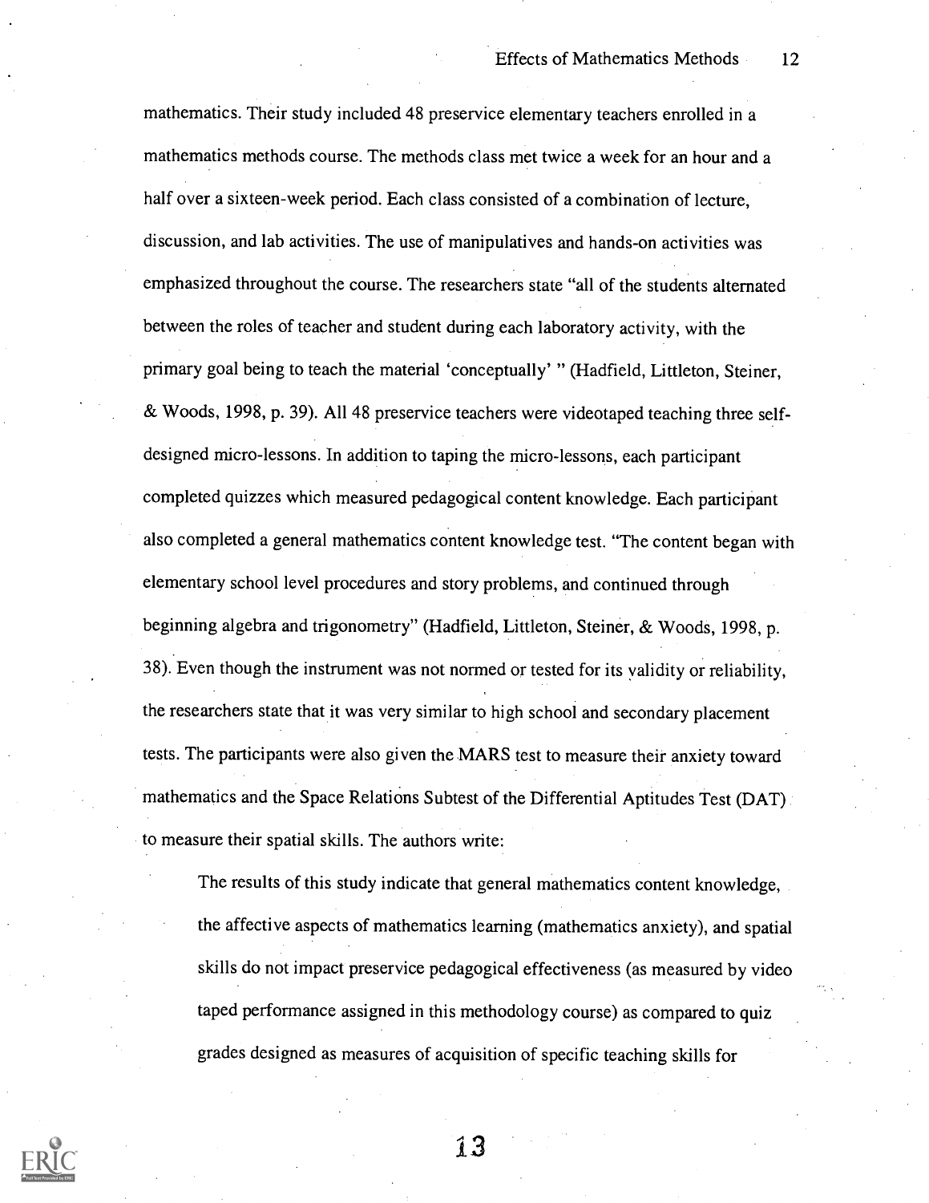mathematics. Their study included 48 preservice elementary teachers enrolled in a mathematics methods course. The methods class met twice a week for an hour and a half over a sixteen-week period. Each class consisted of a combination of lecture, discussion, and lab activities. The use of manipulatives and hands-on activities was emphasized throughout the course. The researchers state "all of the students alternated between the roles of teacher and student during each laboratory activity, with the primary goal being to teach the material 'conceptually' " (Hadfield, Littleton, Steiner, & Woods, 1998, p. 39). All 48 preservice teachers were videotaped teaching three self-designed micro-lessons. In addition to taping the micro-lessons, each participant completed quizzes which measured pedagogical content knowledge. Each participant also completed a general mathematics content knowledge test. "The content began with elementary school level procedures and story problems, and continued through beginning algebra and trigonometry" (Hadfield, Littleton, Steiner, & Woods, 1998, p. 38). Even though the instrument was not normed or tested for its validity or reliability, the researchers state that it was very similar to high school and secondary placement tests. The participants were also given the MARS test to measure their anxiety toward mathematics and the Space Relations Subtest of the Differential Aptitudes Test (DAT) to measure their spatial skills. The authors write:

> The results of this study indicate that general mathematics content knowledge, the affective aspects of mathematics learning (mathematics anxiety), and spatial skills do not impact preservice pedagogical effectiveness (as measured by video taped performance assigned in this methodology course) as compared to quiz grades designed as measures of acquisition of specific teaching skills for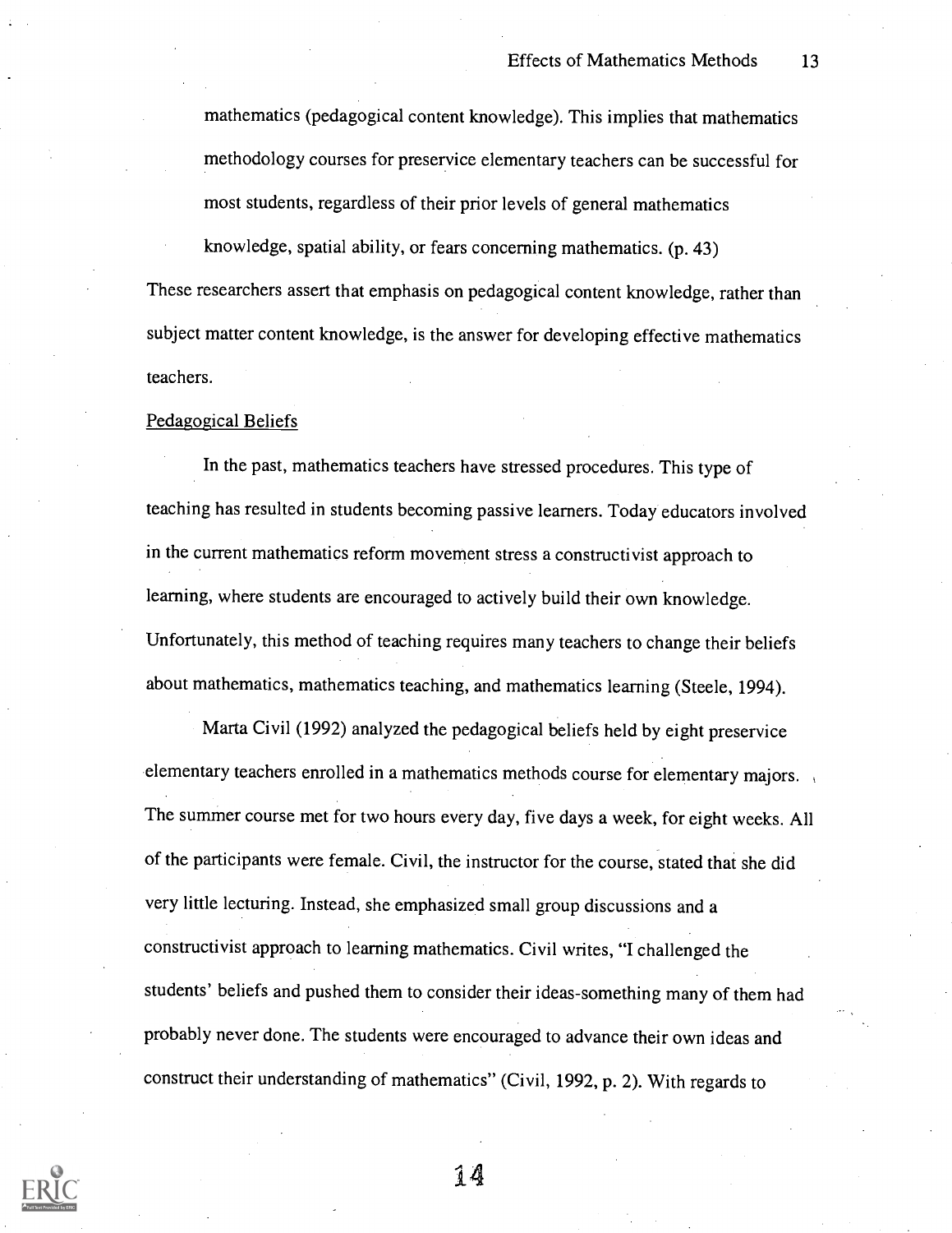mathematics (pedagogical content knowledge). This implies that mathematics methodology courses for preservice elementary teachers can be successful for most students, regardless of their prior levels of general mathematics knowledge, spatial ability, or fears concerning mathematics. (p. 43)

These researchers assert that emphasis on pedagogical content knowledge, rather than subject matter content knowledge, is the answer for developing effective mathematics teachers.

Pedagogical Beliefs

In the past, mathematics teachers have stressed procedures. This type of teaching has resulted in students becoming passive learners. Today educators involved in the current mathematics reform movement stress a constructivist approach to learning, where students are encouraged to actively build their own knowledge. Unfortunately, this method of teaching requires many teachers to change their beliefs about mathematics, mathematics teaching, and mathematics learning (Steele, 1994).

Marta Civil (1992) analyzed the pedagogical beliefs held by eight preservice elementary teachers enrolled in a mathematics methods course for elementary majors. The summer course met for two hours every day, five days a week, for eight weeks. All of the participants were female. Civil, the instructor for the course, stated that she did very little lecturing. Instead, she emphasized small group discussions and a constructivist approach to learning mathematics. Civil writes, "I challenged the students' beliefs and pushed them to consider their ideas-something many of them had probably never done. The students were encouraged to advance their own ideas and construct their understanding of mathematics" (Civil, 1992, p. 2). With regards to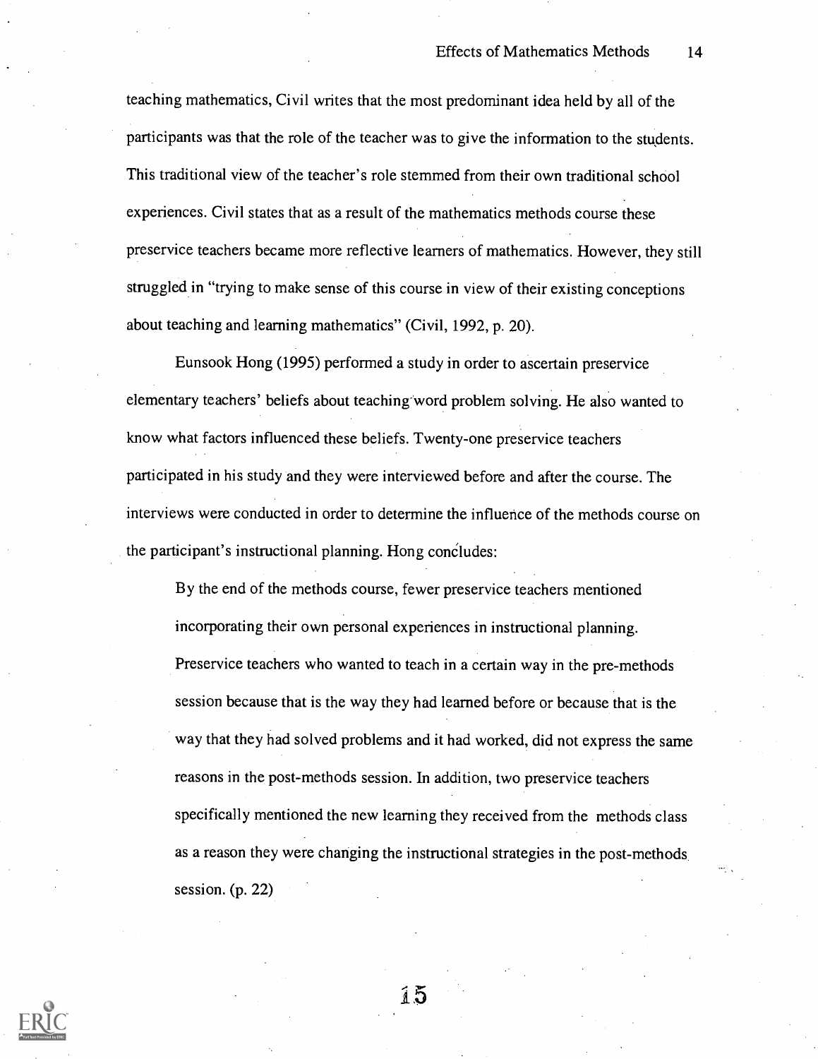teaching mathematics, Civil writes that the most predominant idea held by all of the participants was that the role of the teacher was to give the information to the students. This traditional view of the teacher's role stemmed from their own traditional school experiences. Civil states that as a result of the mathematics methods course these preservice teachers became more reflective learners of mathematics. However, they still struggled in "trying to make sense of this course in view of their existing conceptions about teaching and learning mathematics" (Civil, 1992, p. 20).

Eunsook Hong (1995) performed a study in order to ascertain preservice elementary teachers' beliefs about teaching word problem solving. He also wanted to know what factors influenced these beliefs. Twenty-one preservice teachers participated in his study and they were interviewed before and after the course. The interviews were conducted in order to determine the influence of the methods course on the participant's instructional planning. Hong concludes:

> By the end of the methods course, fewer preservice teachers mentioned incorporating their own personal experiences in instructional planning. Preservice teachers who wanted to teach in a certain way in the pre-methods session because that is the way they had learned before or because that is the way that they had solved problems and it had worked, did not express the same reasons in the post-methods session. In addition, two preservice teachers specifically mentioned the new learning they received from the methods class as a reason they were changing the instructional strategies in the post-methods session. (p. 22)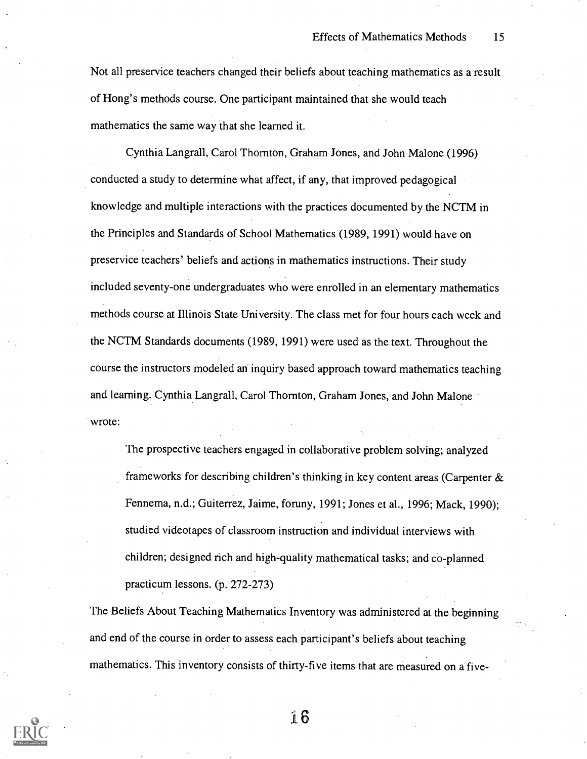Not all preservice teachers changed their beliefs about teaching mathematics as a result of Hong's methods course. One participant maintained that she would teach mathematics the same way that she learned it.

Cynthia Langrall, Carol Thornton, Graham Jones, and John Malone (1996) conducted a study to determine what affect, if any, that improved pedagogical knowledge and multiple interactions with the practices documented by the NCTM in the Principles and Standards of School Mathematics (1989, 1991) would have on preservice teachers' beliefs and actions in mathematics instructions. Their study included seventy-one undergraduates who were enrolled in an elementary mathematics methods course at Illinois State University. The class met for four hours each week and the NCTM Standards documents (1989, 1991) were used as the text. Throughout the course the instructors modeled an inquiry based approach toward mathematics teaching and learning. Cynthia Langrall, Carol Thornton, Graham Jones, and John Malone wrote:

> The prospective teachers engaged in collaborative problem solving; analyzed frameworks for describing children's thinking in key content areas (Carpenter & Fennema, n.d.; Guiterrez, Jaime, foruny, 1991; Jones et al., 1996; Mack, 1990); studied videotapes of classroom instruction and individual interviews with children; designed rich and high-quality mathematical tasks; and co-planned practicum lessons. (p. 272-273)

The Beliefs About Teaching Mathematics Inventory was administered at the beginning and end of the course in order to assess each participant's beliefs about teaching mathematics. This inventory consists of thirty-five items that are measured on a five-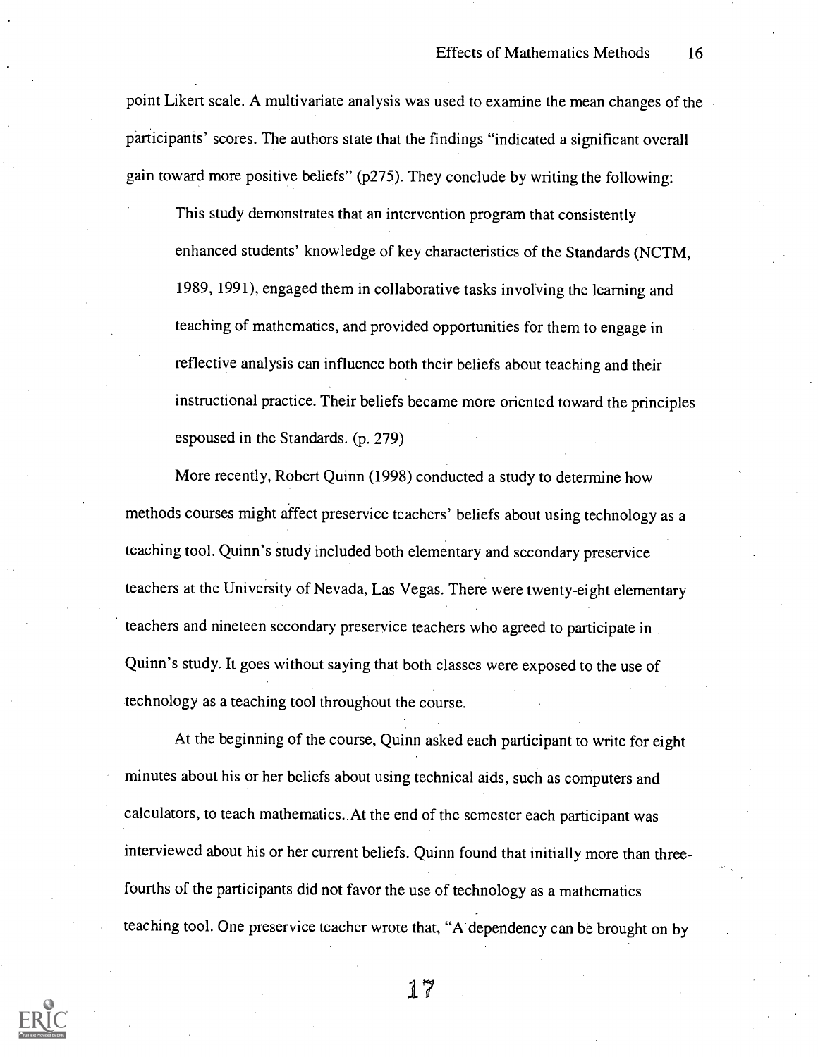point Likert scale. A multivariate analysis was used to examine the mean changes of the participants' scores. The authors state that the findings "indicated a significant overall gain toward more positive beliefs" (p275). They conclude by writing the following:

> This study demonstrates that an intervention program that consistently enhanced students' knowledge of key characteristics of the Standards (NCTM, 1989, 1991), engaged them in collaborative tasks involving the learning and teaching of mathematics, and provided opportunities for them to engage in reflective analysis can influence both their beliefs about teaching and their instructional practice. Their beliefs became more oriented toward the principles espoused in the Standards. (p. 279)

More recently, Robert Quinn (1998) conducted a study to determine how methods courses might affect preservice teachers' beliefs about using technology as a teaching tool. Quinn's study included both elementary and secondary preservice teachers at the University of Nevada, Las Vegas. There were twenty-eight elementary teachers and nineteen secondary preservice teachers who agreed to participate in Quinn's study. It goes without saying that both classes were exposed to the use of technology as a teaching tool throughout the course.

At the beginning of the course, Quinn asked each participant to write for eight minutes about his or her beliefs about using technical aids, such as computers and calculators, to teach mathematics. At the end of the semester each participant was interviewed about his or her current beliefs. Quinn found that initially more than three-fourths of the participants did not favor the use of technology as a mathematics teaching tool. One preservice teacher wrote that, "A dependency can be brought on by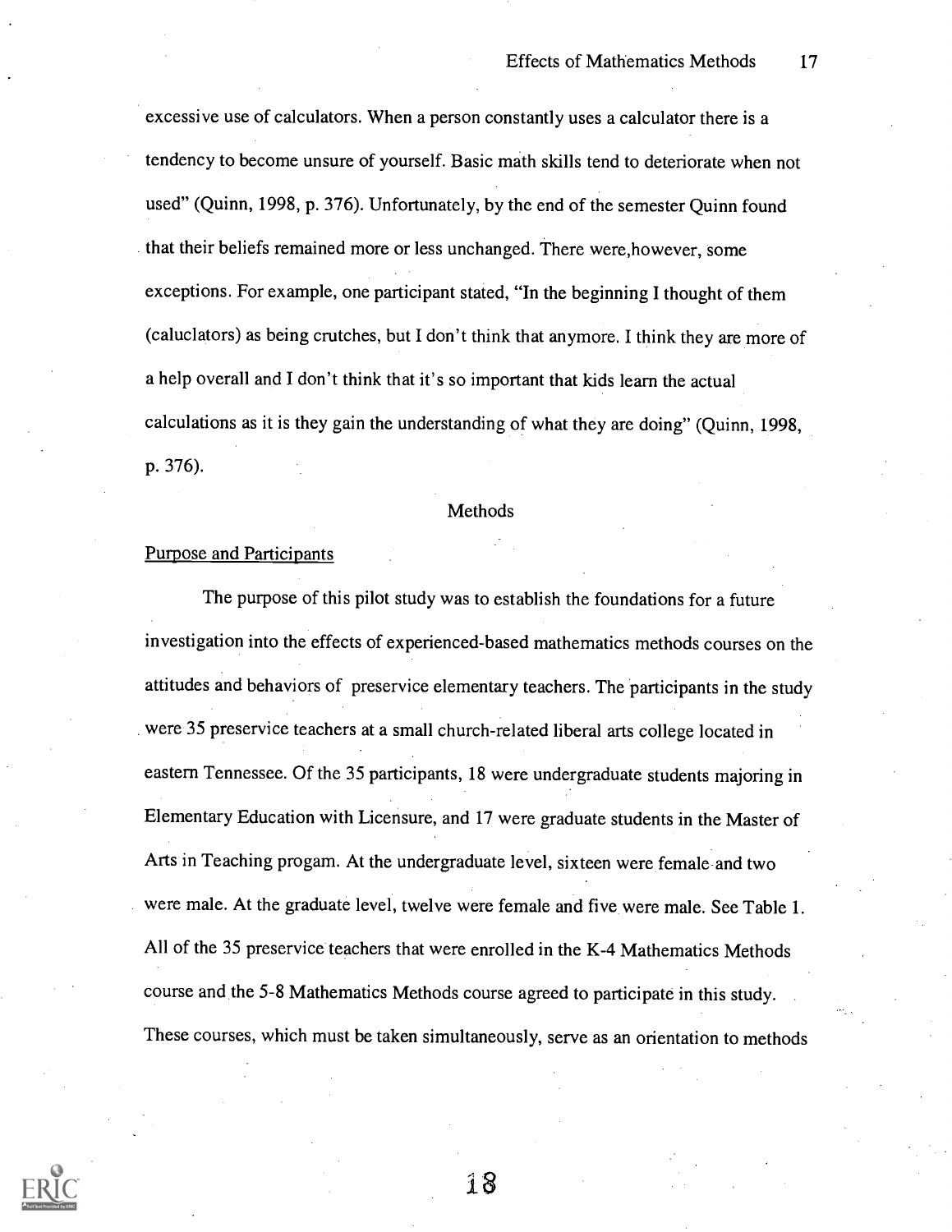excessive use of calculators. When a person constantly uses a calculator there is a tendency to become unsure of yourself. Basic math skills tend to deteriorate when not used" (Quinn, 1998, p. 376). Unfortunately, by the end of the semester Quinn found that their beliefs remained more or less unchanged. There were,however, some exceptions. For example, one participant stated, "In the beginning I thought of them (caluclators) as being crutches, but I don't think that anymore. I think they are more of a help overall and I don't think that it's so important that kids learn the actual calculations as it is they gain the understanding of what they are doing" (Quinn, 1998, p. 376).

## Methods

### Purpose and Participants

The purpose of this pilot study was to establish the foundations for a future investigation into the effects of experienced-based mathematics methods courses on the attitudes and behaviors of preservice elementary teachers. The participants in the study were 35 preservice teachers at a small church-related liberal arts college located in eastern Tennessee. Of the 35 participants, 18 were undergraduate students majoring in Elementary Education with Licensure, and 17 were graduate students in the Master of Arts in Teaching progam. At the undergraduate level, sixteen were female and two were male. At the graduate level, twelve were female and five were male. See Table 1. All of the 35 preservice teachers that were enrolled in the K-4 Mathematics Methods course and the 5-8 Mathematics Methods course agreed to participate in this study. These courses, which must be taken simultaneously, serve as an orientation to methods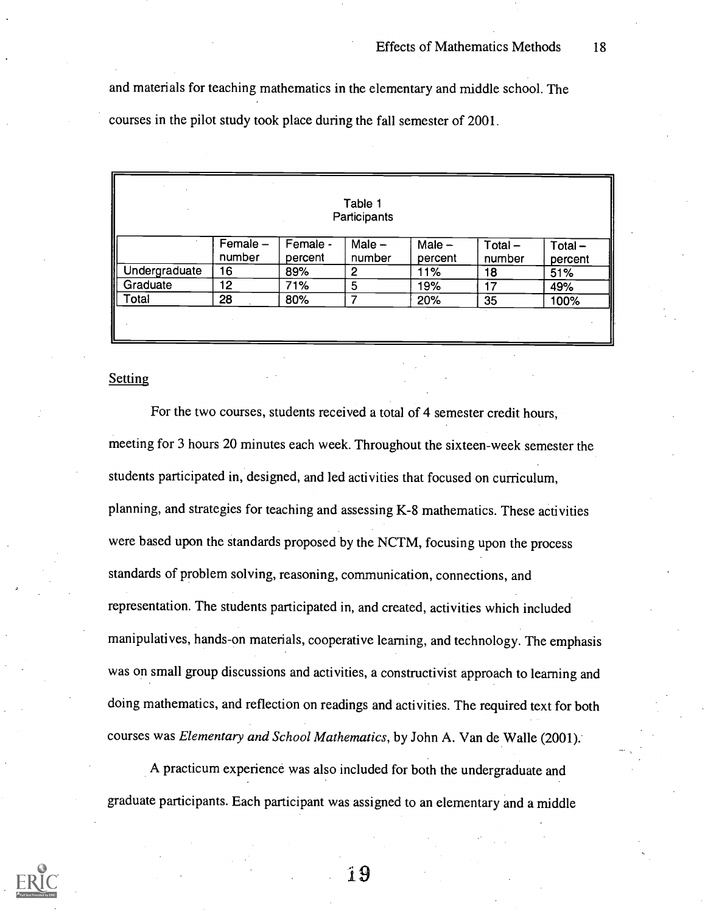and materials for teaching mathematics in the elementary and middle school. The courses in the pilot study took place during the fall semester of 2001.

Table 1
Participants

| | Female – number | Female - percent | Male – number | Male – percent | Total – number | Total – percent |
|---|---|---|---|---|---|---|
| Undergraduate | 16 | 89% | 2 | 11% | 18 | 51% |
| Graduate | 12 | 71% | 5 | 19% | 17 | 49% |
| Total | 28 | 80% | 7 | 20% | 35 | 100% |

Setting

For the two courses, students received a total of 4 semester credit hours, meeting for 3 hours 20 minutes each week. Throughout the sixteen-week semester the students participated in, designed, and led activities that focused on curriculum, planning, and strategies for teaching and assessing K-8 mathematics. These activities were based upon the standards proposed by the NCTM, focusing upon the process standards of problem solving, reasoning, communication, connections, and representation. The students participated in, and created, activities which included manipulatives, hands-on materials, cooperative learning, and technology. The emphasis was on small group discussions and activities, a constructivist approach to learning and doing mathematics, and reflection on readings and activities. The required text for both courses was *Elementary and School Mathematics*, by John A. Van de Walle (2001).

A practicum experience was also included for both the undergraduate and graduate participants. Each participant was assigned to an elementary and a middle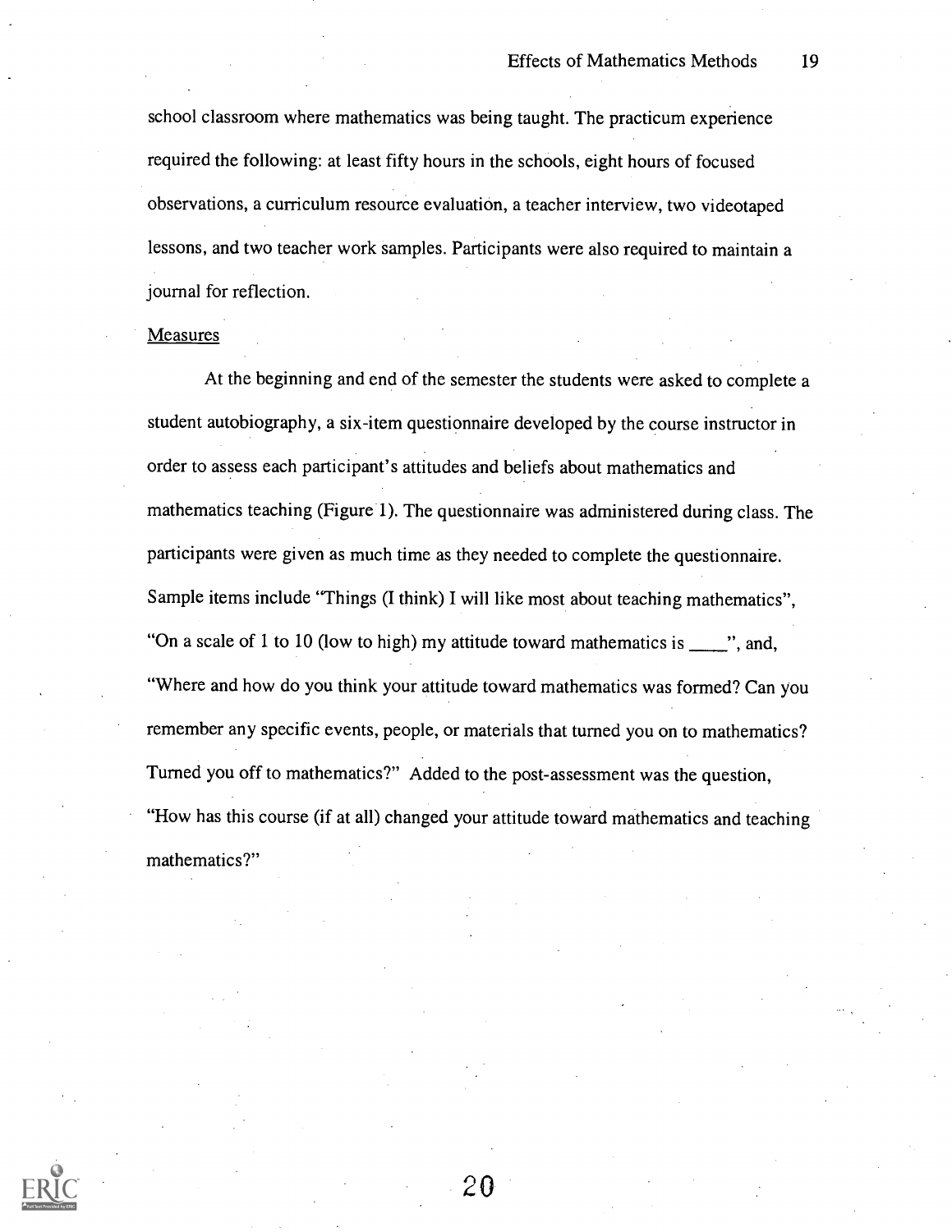school classroom where mathematics was being taught. The practicum experience required the following: at least fifty hours in the schools, eight hours of focused observations, a curriculum resource evaluation, a teacher interview, two videotaped lessons, and two teacher work samples. Participants were also required to maintain a journal for reflection.

## Measures

At the beginning and end of the semester the students were asked to complete a student autobiography, a six-item questionnaire developed by the course instructor in order to assess each participant's attitudes and beliefs about mathematics and mathematics teaching (Figure 1). The questionnaire was administered during class. The participants were given as much time as they needed to complete the questionnaire. Sample items include "Things (I think) I will like most about teaching mathematics", "On a scale of 1 to 10 (low to high) my attitude toward mathematics is ____", and, "Where and how do you think your attitude toward mathematics was formed? Can you remember any specific events, people, or materials that turned you on to mathematics? Turned you off to mathematics?" Added to the post-assessment was the question, "How has this course (if at all) changed your attitude toward mathematics and teaching mathematics?"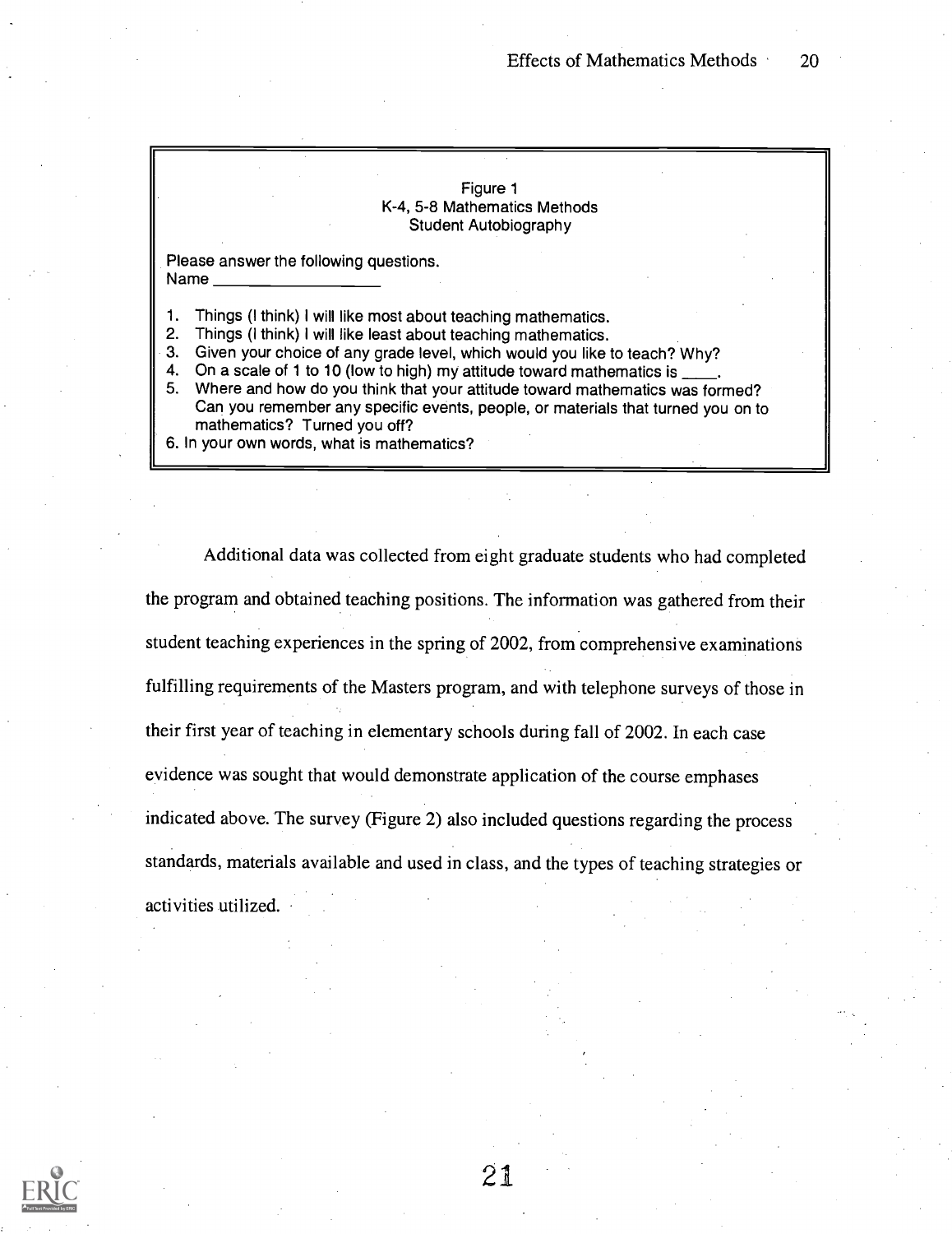Figure 1
K-4, 5-8 Mathematics Methods
Student Autobiography

Please answer the following questions.

Name ___________________

1. Things (I think) I will like most about teaching mathematics.
2. Things (I think) I will like least about teaching mathematics.
3. Given your choice of any grade level, which would you like to teach? Why?
4. On a scale of 1 to 10 (low to high) my attitude toward mathematics is ____.
5. Where and how do you think that your attitude toward mathematics was formed? Can you remember any specific events, people, or materials that turned you on to mathematics? Turned you off?
6. In your own words, what is mathematics?

Additional data was collected from eight graduate students who had completed the program and obtained teaching positions. The information was gathered from their student teaching experiences in the spring of 2002, from comprehensive examinations fulfilling requirements of the Masters program, and with telephone surveys of those in their first year of teaching in elementary schools during fall of 2002. In each case evidence was sought that would demonstrate application of the course emphases indicated above. The survey (Figure 2) also included questions regarding the process standards, materials available and used in class, and the types of teaching strategies or activities utilized.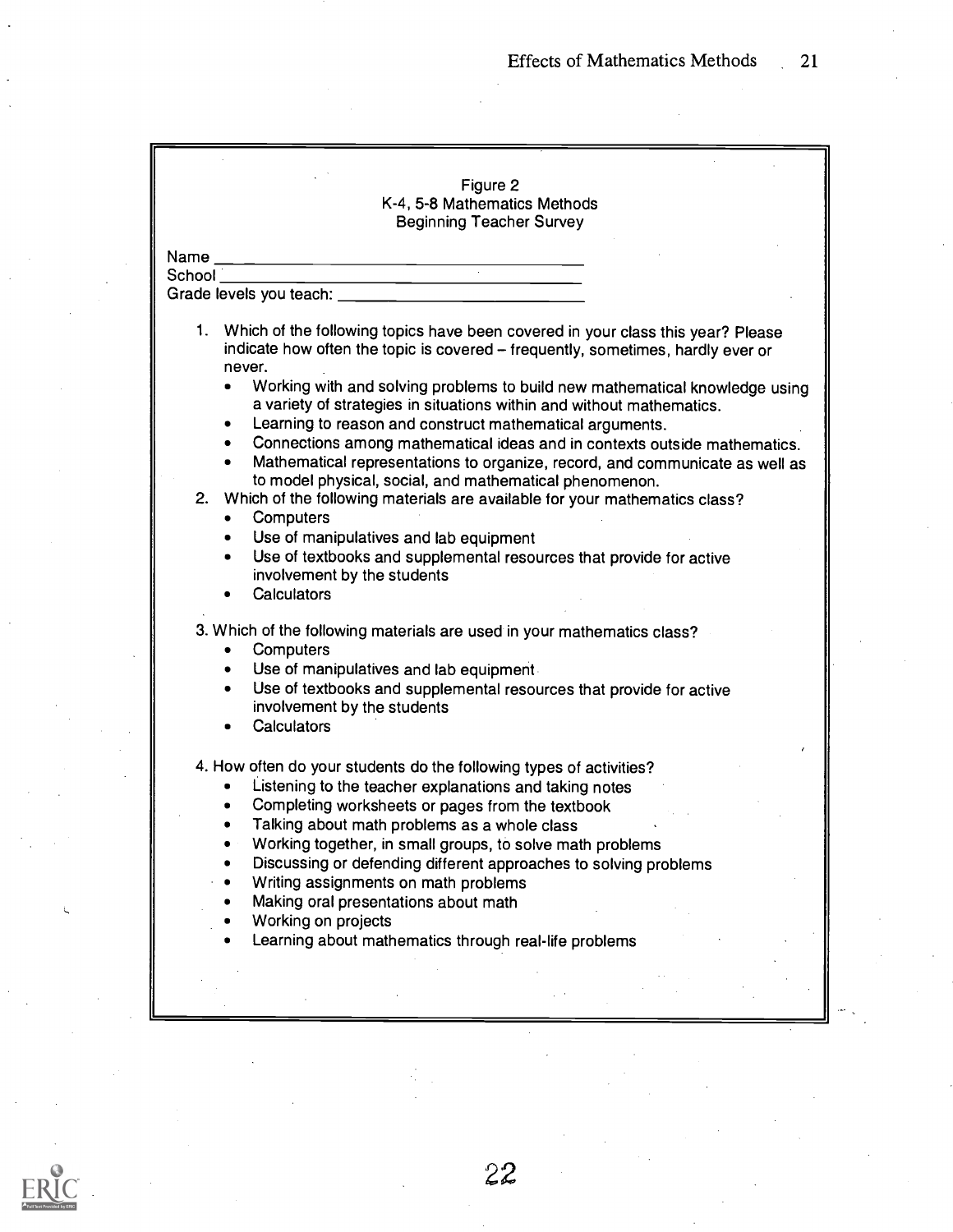Figure 2
K-4, 5-8 Mathematics Methods
Beginning Teacher Survey

Name ______________________________
School ______________________________
Grade levels you teach: ______________________________

1. Which of the following topics have been covered in your class this year? Please indicate how often the topic is covered – frequently, sometimes, hardly ever or never.
    - Working with and solving problems to build new mathematical knowledge using a variety of strategies in situations within and without mathematics.
    - Learning to reason and construct mathematical arguments.
    - Connections among mathematical ideas and in contexts outside mathematics.
    - Mathematical representations to organize, record, and communicate as well as to model physical, social, and mathematical phenomenon.
2. Which of the following materials are available for your mathematics class?
    - Computers
    - Use of manipulatives and lab equipment
    - Use of textbooks and supplemental resources that provide for active involvement by the students
    - Calculators
3. Which of the following materials are used in your mathematics class?
    - Computers
    - Use of manipulatives and lab equipment
    - Use of textbooks and supplemental resources that provide for active involvement by the students
    - Calculators
4. How often do your students do the following types of activities?
    - Listening to the teacher explanations and taking notes
    - Completing worksheets or pages from the textbook
    - Talking about math problems as a whole class
    - Working together, in small groups, to solve math problems
    - Discussing or defending different approaches to solving problems
    - Writing assignments on math problems
    - Making oral presentations about math
    - Working on projects
    - Learning about mathematics through real-life problems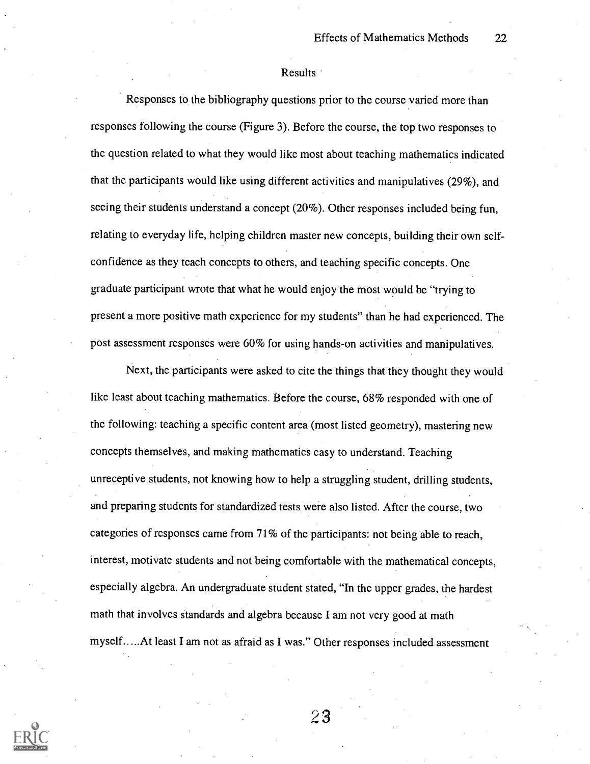## Results

Responses to the bibliography questions prior to the course varied more than responses following the course (Figure 3). Before the course, the top two responses to the question related to what they would like most about teaching mathematics indicated that the participants would like using different activities and manipulatives (29%), and seeing their students understand a concept (20%). Other responses included being fun, relating to everyday life, helping children master new concepts, building their own self-confidence as they teach concepts to others, and teaching specific concepts. One graduate participant wrote that what he would enjoy the most would be "trying to present a more positive math experience for my students" than he had experienced. The post assessment responses were 60% for using hands-on activities and manipulatives.

Next, the participants were asked to cite the things that they thought they would like least about teaching mathematics. Before the course, 68% responded with one of the following: teaching a specific content area (most listed geometry), mastering new concepts themselves, and making mathematics easy to understand. Teaching unreceptive students, not knowing how to help a struggling student, drilling students, and preparing students for standardized tests were also listed. After the course, two categories of responses came from 71% of the participants: not being able to reach, interest, motivate students and not being comfortable with the mathematical concepts, especially algebra. An undergraduate student stated, "In the upper grades, the hardest math that involves standards and algebra because I am not very good at math myself.....At least I am not as afraid as I was." Other responses included assessment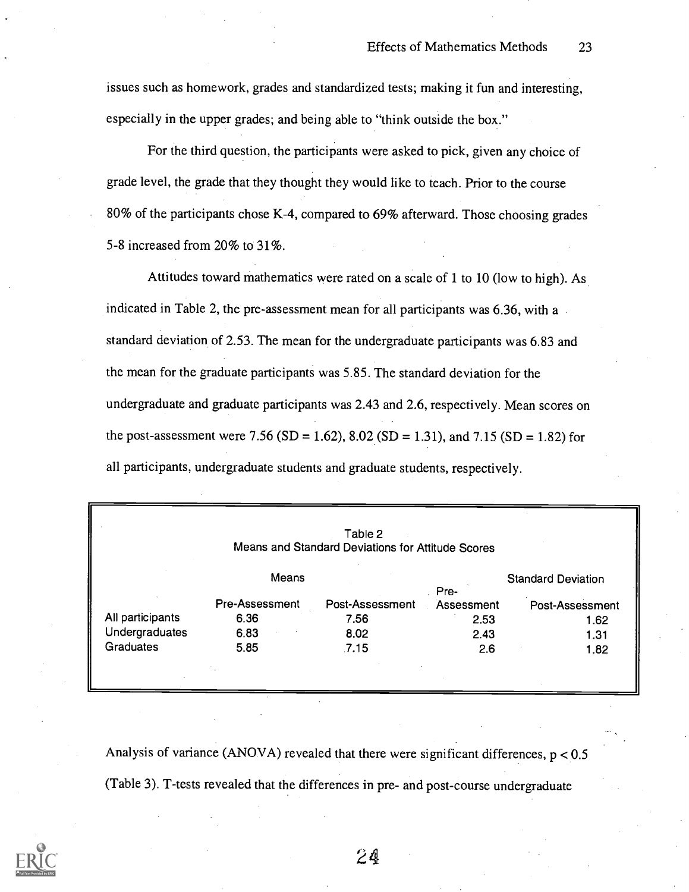issues such as homework, grades and standardized tests; making it fun and interesting, especially in the upper grades; and being able to "think outside the box."

For the third question, the participants were asked to pick, given any choice of grade level, the grade that they thought they would like to teach. Prior to the course 80% of the participants chose K-4, compared to 69% afterward. Those choosing grades 5-8 increased from 20% to 31%.

Attitudes toward mathematics were rated on a scale of 1 to 10 (low to high). As indicated in Table 2, the pre-assessment mean for all participants was 6.36, with a standard deviation of 2.53. The mean for the undergraduate participants was 6.83 and the mean for the graduate participants was 5.85. The standard deviation for the undergraduate and graduate participants was 2.43 and 2.6, respectively. Mean scores on the post-assessment were 7.56 (SD = 1.62), 8.02 (SD = 1.31), and 7.15 (SD = 1.82) for all participants, undergraduate students and graduate students, respectively.

Table 2
Means and Standard Deviations for Attitude Scores

| | Means | | Standard Deviation | |
|---|---|---|---|---|
| | Pre-Assessment | Post-Assessment | Pre-Assessment | Post-Assessment |
| All participants | 6.36 | 7.56 | 2.53 | 1.62 |
| Undergraduates | 6.83 | 8.02 | 2.43 | 1.31 |
| Graduates | 5.85 | 7.15 | 2.6 | 1.82 |

Analysis of variance (ANOVA) revealed that there were significant differences, $p < 0.5$ (Table 3). T-tests revealed that the differences in pre- and post-course undergraduate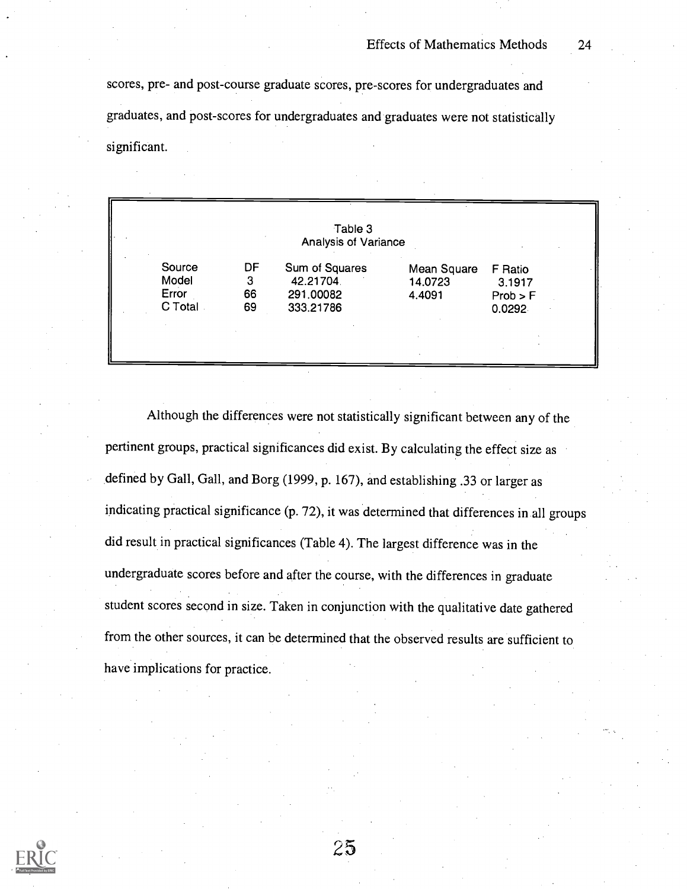scores, pre- and post-course graduate scores, pre-scores for undergraduates and graduates, and post-scores for undergraduates and graduates were not statistically significant.

Table 3
Analysis of Variance

| Source | DF | Sum of Squares | Mean Square | F Ratio |
|---|---|---|---|---|
| Model | 3 | 42.21704 | 14.0723 | 3.1917 |
| Error | 66 | 291.00082 | 4.4091 | Prob > F |
| C Total | 69 | 333.21786 | | 0.0292 |

Although the differences were not statistically significant between any of the pertinent groups, practical significances did exist. By calculating the effect size as defined by Gall, Gall, and Borg (1999, p. 167), and establishing .33 or larger as indicating practical significance (p. 72), it was determined that differences in all groups did result in practical significances (Table 4). The largest difference was in the undergraduate scores before and after the course, with the differences in graduate student scores second in size. Taken in conjunction with the qualitative date gathered from the other sources, it can be determined that the observed results are sufficient to have implications for practice.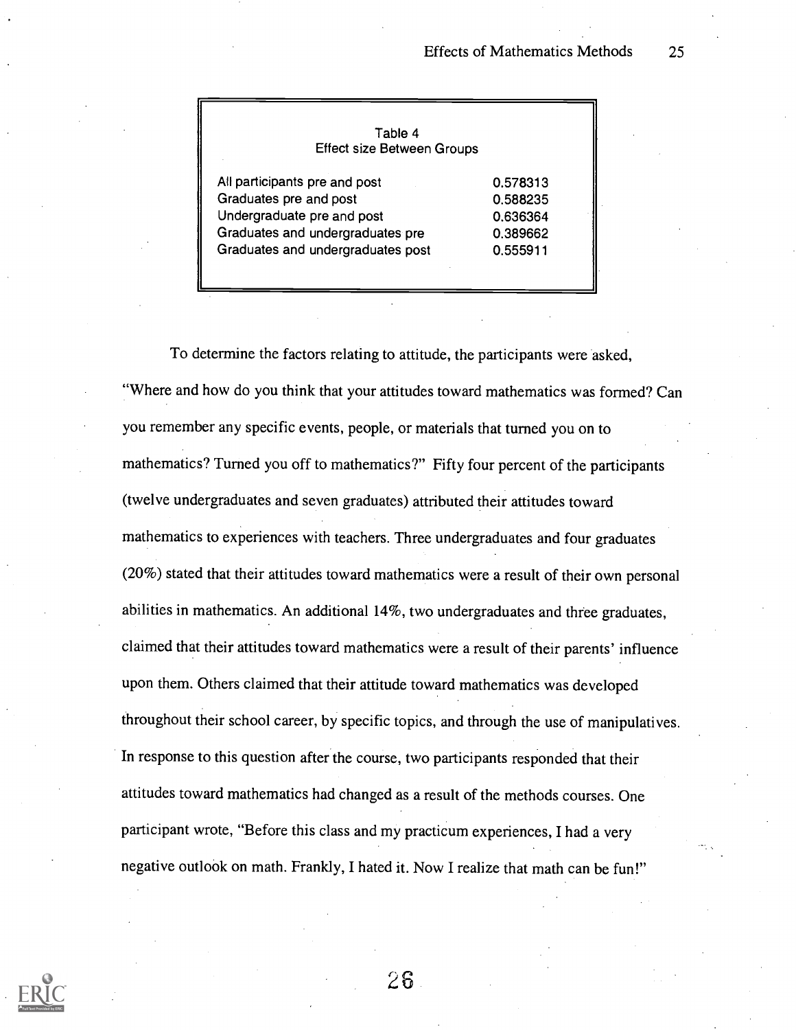Table 4
Effect size Between Groups

| | |
|---|---|
| All participants pre and post | 0.578313 |
| Graduates pre and post | 0.588235 |
| Undergraduate pre and post | 0.636364 |
| Graduates and undergraduates pre | 0.389662 |
| Graduates and undergraduates post | 0.555911 |

To determine the factors relating to attitude, the participants were asked, "Where and how do you think that your attitudes toward mathematics was formed? Can you remember any specific events, people, or materials that turned you on to mathematics? Turned you off to mathematics?" Fifty four percent of the participants (twelve undergraduates and seven graduates) attributed their attitudes toward mathematics to experiences with teachers. Three undergraduates and four graduates (20%) stated that their attitudes toward mathematics were a result of their own personal abilities in mathematics. An additional 14%, two undergraduates and three graduates, claimed that their attitudes toward mathematics were a result of their parents' influence upon them. Others claimed that their attitude toward mathematics was developed throughout their school career, by specific topics, and through the use of manipulatives. In response to this question after the course, two participants responded that their attitudes toward mathematics had changed as a result of the methods courses. One participant wrote, "Before this class and my practicum experiences, I had a very negative outlook on math. Frankly, I hated it. Now I realize that math can be fun!"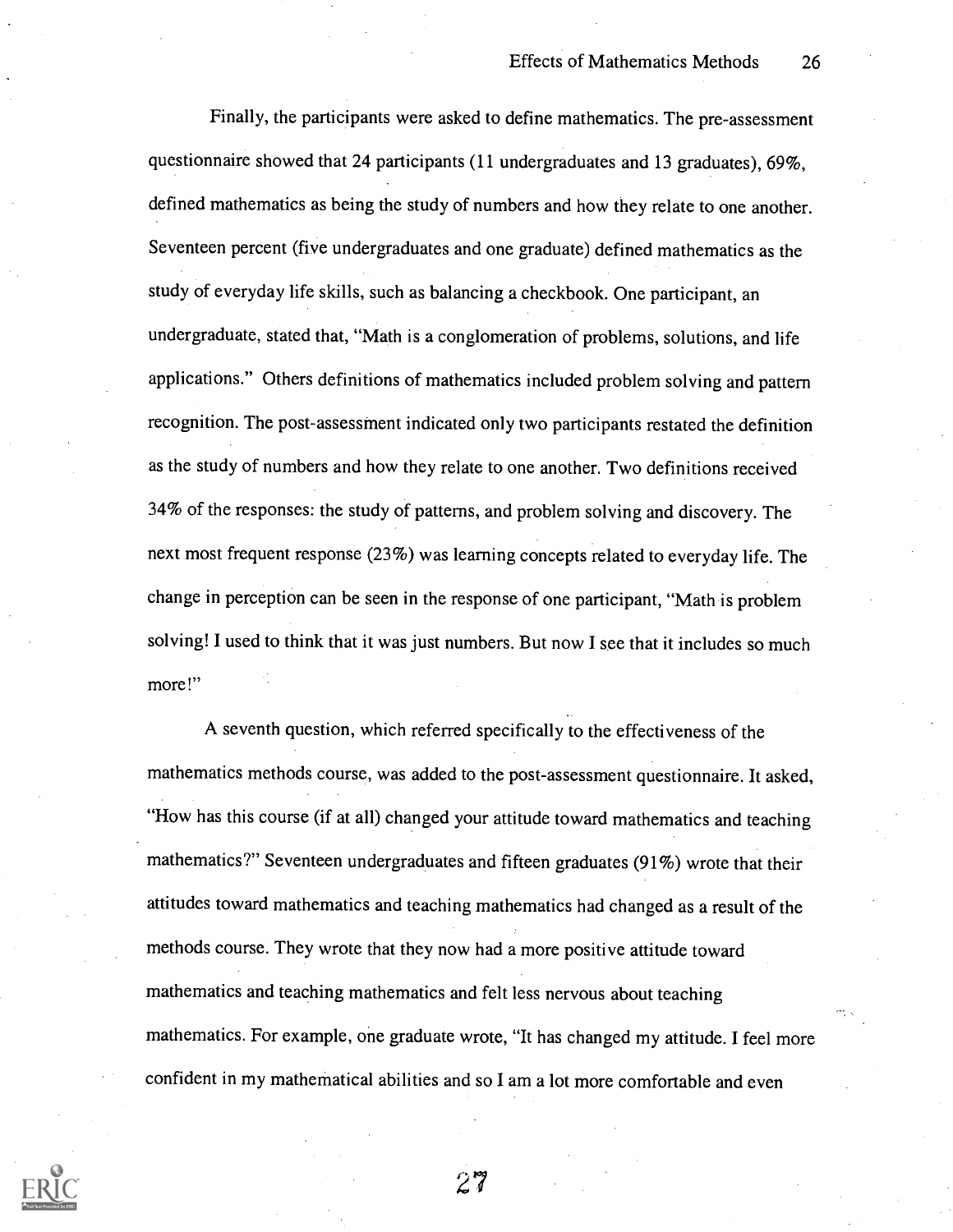Finally, the participants were asked to define mathematics. The pre-assessment questionnaire showed that 24 participants (11 undergraduates and 13 graduates), 69%, defined mathematics as being the study of numbers and how they relate to one another. Seventeen percent (five undergraduates and one graduate) defined mathematics as the study of everyday life skills, such as balancing a checkbook. One participant, an undergraduate, stated that, "Math is a conglomeration of problems, solutions, and life applications." Others definitions of mathematics included problem solving and pattern recognition. The post-assessment indicated only two participants restated the definition as the study of numbers and how they relate to one another. Two definitions received 34% of the responses: the study of patterns, and problem solving and discovery. The next most frequent response (23%) was learning concepts related to everyday life. The change in perception can be seen in the response of one participant, "Math is problem solving! I used to think that it was just numbers. But now I see that it includes so much more!"

A seventh question, which referred specifically to the effectiveness of the mathematics methods course, was added to the post-assessment questionnaire. It asked, "How has this course (if at all) changed your attitude toward mathematics and teaching mathematics?" Seventeen undergraduates and fifteen graduates (91%) wrote that their attitudes toward mathematics and teaching mathematics had changed as a result of the methods course. They wrote that they now had a more positive attitude toward mathematics and teaching mathematics and felt less nervous about teaching mathematics. For example, one graduate wrote, "It has changed my attitude. I feel more confident in my mathematical abilities and so I am a lot more comfortable and even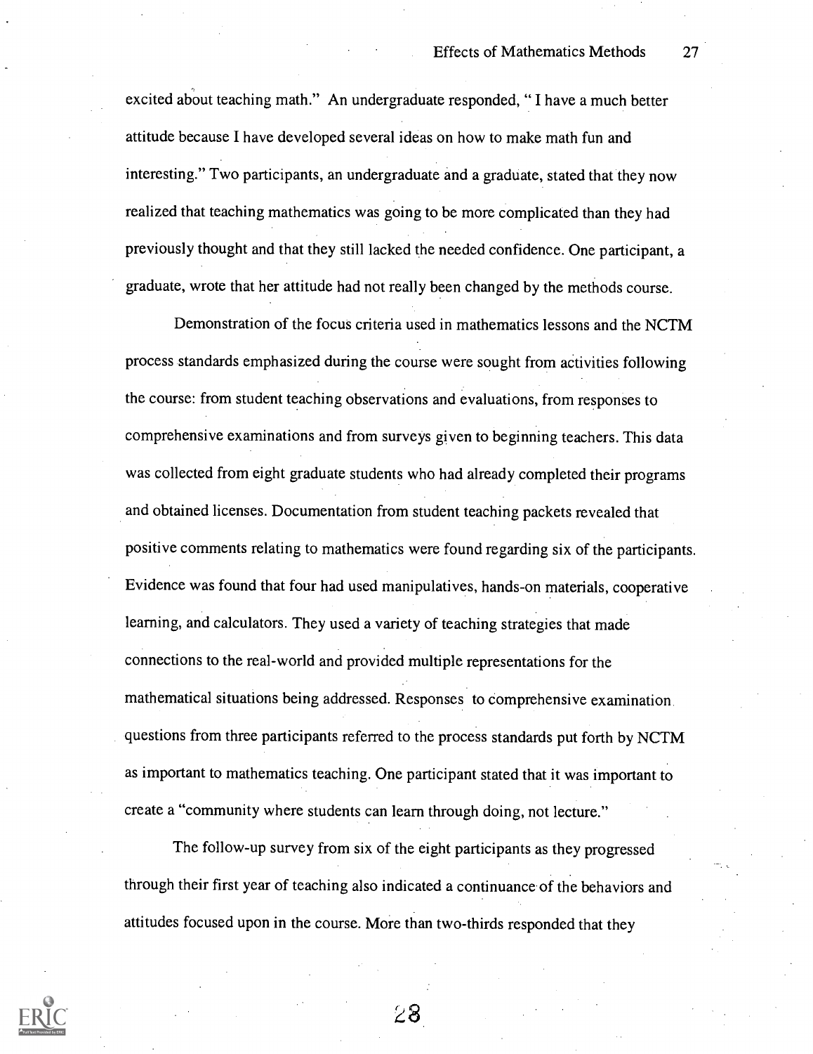excited about teaching math." An undergraduate responded, " I have a much better attitude because I have developed several ideas on how to make math fun and interesting." Two participants, an undergraduate and a graduate, stated that they now realized that teaching mathematics was going to be more complicated than they had previously thought and that they still lacked the needed confidence. One participant, a graduate, wrote that her attitude had not really been changed by the methods course.

Demonstration of the focus criteria used in mathematics lessons and the NCTM process standards emphasized during the course were sought from activities following the course: from student teaching observations and evaluations, from responses to comprehensive examinations and from surveys given to beginning teachers. This data was collected from eight graduate students who had already completed their programs and obtained licenses. Documentation from student teaching packets revealed that positive comments relating to mathematics were found regarding six of the participants. Evidence was found that four had used manipulatives, hands-on materials, cooperative learning, and calculators. They used a variety of teaching strategies that made connections to the real-world and provided multiple representations for the mathematical situations being addressed. Responses to comprehensive examination questions from three participants referred to the process standards put forth by NCTM as important to mathematics teaching. One participant stated that it was important to create a "community where students can learn through doing, not lecture."

The follow-up survey from six of the eight participants as they progressed through their first year of teaching also indicated a continuance of the behaviors and attitudes focused upon in the course. More than two-thirds responded that they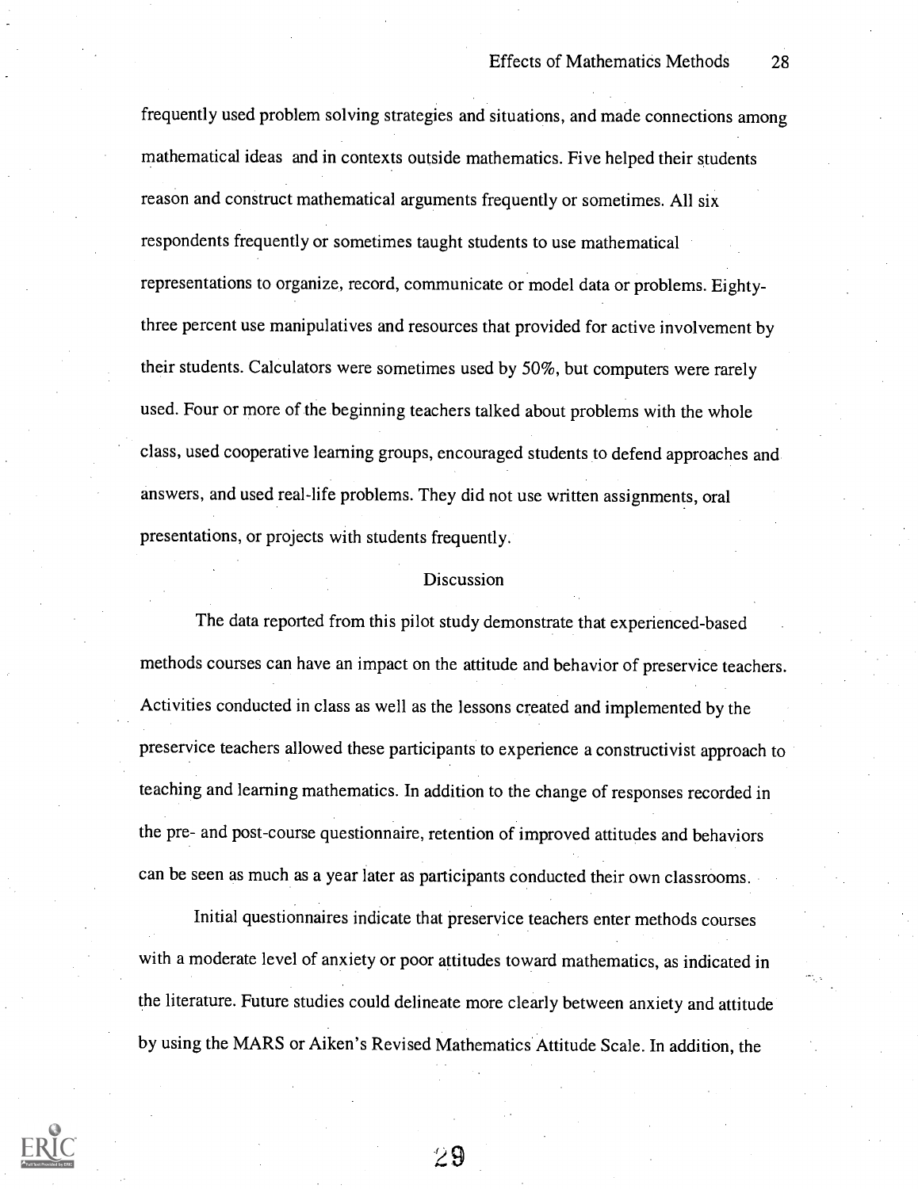frequently used problem solving strategies and situations, and made connections among mathematical ideas and in contexts outside mathematics. Five helped their students reason and construct mathematical arguments frequently or sometimes. All six respondents frequently or sometimes taught students to use mathematical representations to organize, record, communicate or model data or problems. Eighty-three percent use manipulatives and resources that provided for active involvement by their students. Calculators were sometimes used by 50%, but computers were rarely used. Four or more of the beginning teachers talked about problems with the whole class, used cooperative learning groups, encouraged students to defend approaches and answers, and used real-life problems. They did not use written assignments, oral presentations, or projects with students frequently.

## Discussion

The data reported from this pilot study demonstrate that experienced-based methods courses can have an impact on the attitude and behavior of preservice teachers. Activities conducted in class as well as the lessons created and implemented by the preservice teachers allowed these participants to experience a constructivist approach to teaching and learning mathematics. In addition to the change of responses recorded in the pre- and post-course questionnaire, retention of improved attitudes and behaviors can be seen as much as a year later as participants conducted their own classrooms.

Initial questionnaires indicate that preservice teachers enter methods courses with a moderate level of anxiety or poor attitudes toward mathematics, as indicated in the literature. Future studies could delineate more clearly between anxiety and attitude by using the MARS or Aiken's Revised Mathematics Attitude Scale. In addition, the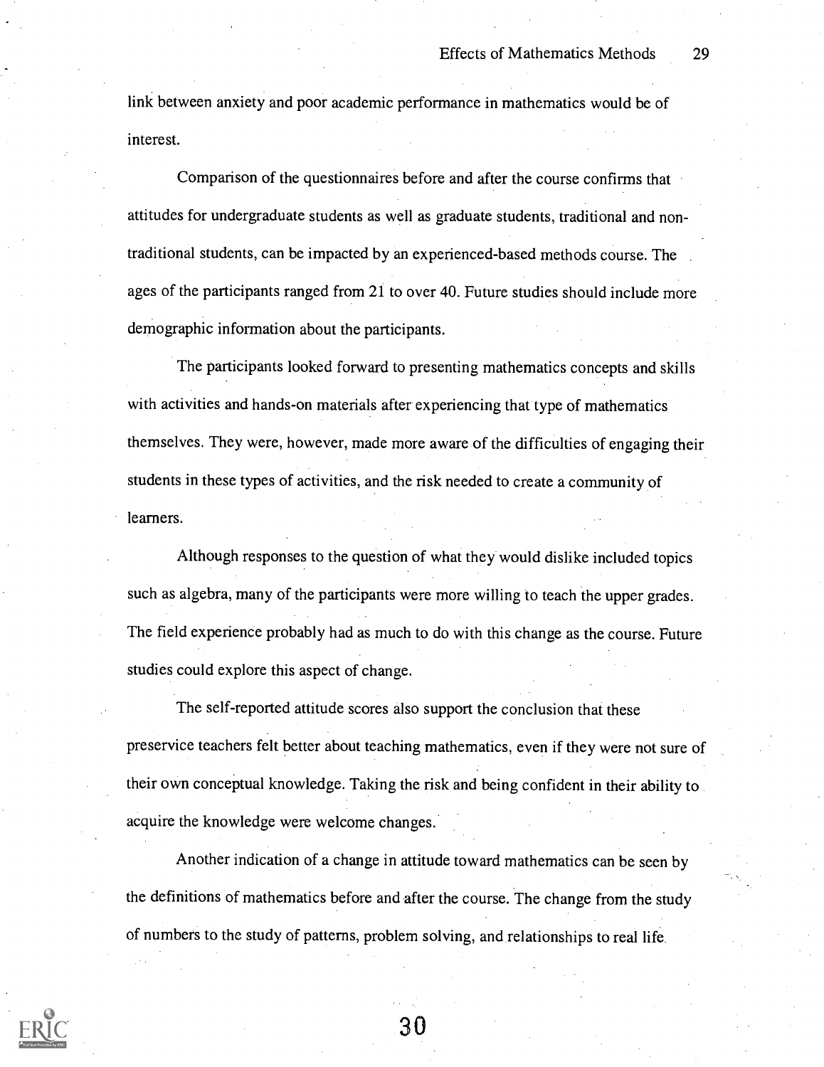link between anxiety and poor academic performance in mathematics would be of interest.

Comparison of the questionnaires before and after the course confirms that attitudes for undergraduate students as well as graduate students, traditional and non-traditional students, can be impacted by an experienced-based methods course. The ages of the participants ranged from 21 to over 40. Future studies should include more demographic information about the participants.

The participants looked forward to presenting mathematics concepts and skills with activities and hands-on materials after experiencing that type of mathematics themselves. They were, however, made more aware of the difficulties of engaging their students in these types of activities, and the risk needed to create a community of learners.

Although responses to the question of what they would dislike included topics such as algebra, many of the participants were more willing to teach the upper grades. The field experience probably had as much to do with this change as the course. Future studies could explore this aspect of change.

The self-reported attitude scores also support the conclusion that these preservice teachers felt better about teaching mathematics, even if they were not sure of their own conceptual knowledge. Taking the risk and being confident in their ability to acquire the knowledge were welcome changes.

Another indication of a change in attitude toward mathematics can be seen by the definitions of mathematics before and after the course. The change from the study of numbers to the study of patterns, problem solving, and relationships to real life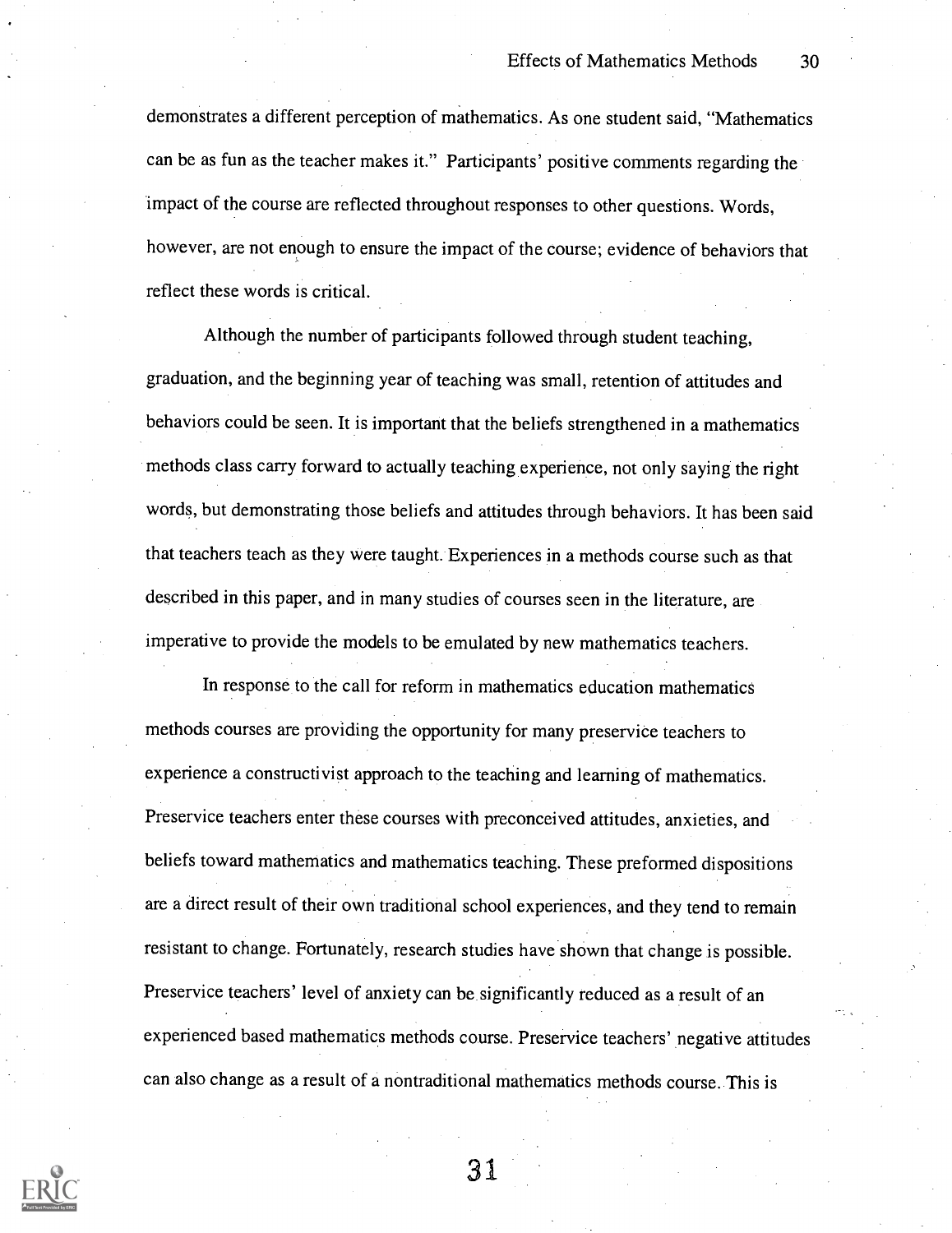demonstrates a different perception of mathematics. As one student said, "Mathematics can be as fun as the teacher makes it." Participants' positive comments regarding the impact of the course are reflected throughout responses to other questions. Words, however, are not enough to ensure the impact of the course; evidence of behaviors that reflect these words is critical.

Although the number of participants followed through student teaching, graduation, and the beginning year of teaching was small, retention of attitudes and behaviors could be seen. It is important that the beliefs strengthened in a mathematics methods class carry forward to actually teaching experience, not only saying the right words, but demonstrating those beliefs and attitudes through behaviors. It has been said that teachers teach as they were taught. Experiences in a methods course such as that described in this paper, and in many studies of courses seen in the literature, are imperative to provide the models to be emulated by new mathematics teachers.

In response to the call for reform in mathematics education mathematics methods courses are providing the opportunity for many preservice teachers to experience a constructivist approach to the teaching and learning of mathematics. Preservice teachers enter these courses with preconceived attitudes, anxieties, and beliefs toward mathematics and mathematics teaching. These preformed dispositions are a direct result of their own traditional school experiences, and they tend to remain resistant to change. Fortunately, research studies have shown that change is possible. Preservice teachers' level of anxiety can be significantly reduced as a result of an experienced based mathematics methods course. Preservice teachers' negative attitudes can also change as a result of a nontraditional mathematics methods course. This is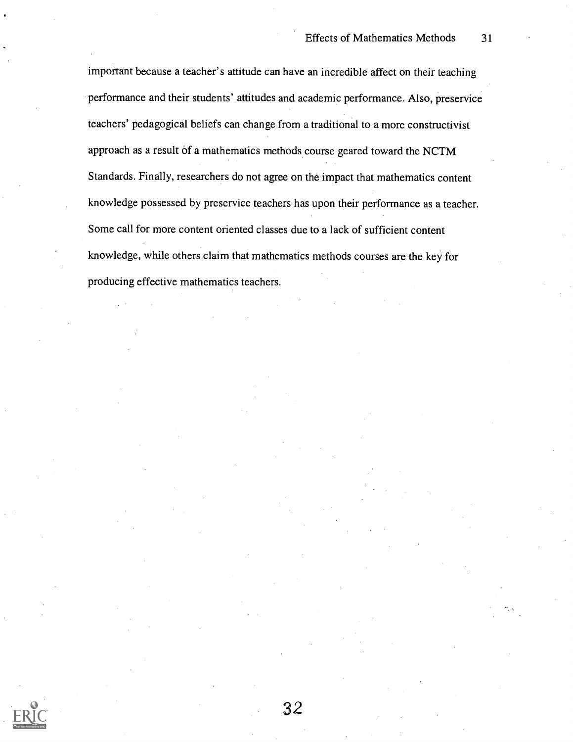important because a teacher's attitude can have an incredible affect on their teaching performance and their students' attitudes and academic performance. Also, preservice teachers' pedagogical beliefs can change from a traditional to a more constructivist approach as a result of a mathematics methods course geared toward the NCTM Standards. Finally, researchers do not agree on the impact that mathematics content knowledge possessed by preservice teachers has upon their performance as a teacher. Some call for more content oriented classes due to a lack of sufficient content knowledge, while others claim that mathematics methods courses are the key for producing effective mathematics teachers.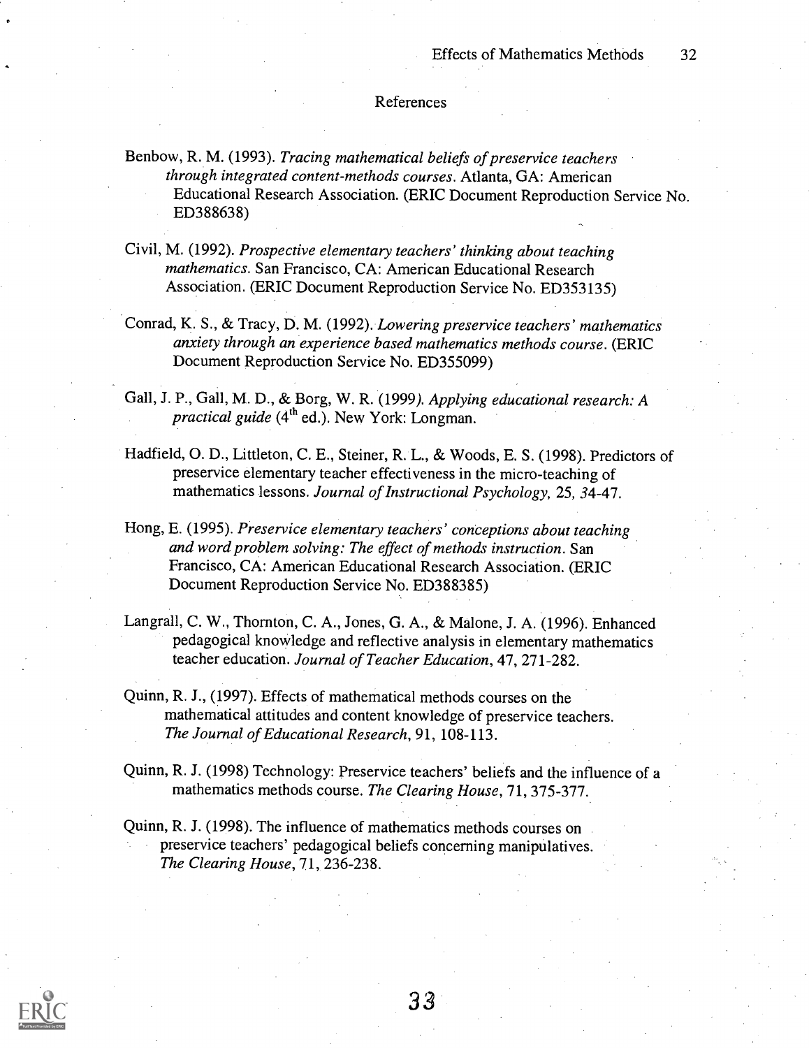# References

Benbow, R. M. (1993). *Tracing mathematical beliefs of preservice teachers through integrated content-methods courses*. Atlanta, GA: American Educational Research Association. (ERIC Document Reproduction Service No. ED388638)

Civil, M. (1992). *Prospective elementary teachers' thinking about teaching mathematics*. San Francisco, CA: American Educational Research Association. (ERIC Document Reproduction Service No. ED353135)

Conrad, K. S., & Tracy, D. M. (1992). *Lowering preservice teachers' mathematics anxiety through an experience based mathematics methods course*. (ERIC Document Reproduction Service No. ED355099)

Gall, J. P., Gall, M. D., & Borg, W. R. (1999). *Applying educational research: A practical guide* (4th ed.). New York: Longman.

Hadfield, O. D., Littleton, C. E., Steiner, R. L., & Woods, E. S. (1998). Predictors of preservice elementary teacher effectiveness in the micro-teaching of mathematics lessons. *Journal of Instructional Psychology, 25*, 34-47.

Hong, E. (1995). *Preservice elementary teachers' conceptions about teaching and word problem solving: The effect of methods instruction*. San Francisco, CA: American Educational Research Association. (ERIC Document Reproduction Service No. ED388385)

Langrall, C. W., Thornton, C. A., Jones, G. A., & Malone, J. A. (1996). Enhanced pedagogical knowledge and reflective analysis in elementary mathematics teacher education. *Journal of Teacher Education*, 47, 271-282.

Quinn, R. J., (1997). Effects of mathematical methods courses on the mathematical attitudes and content knowledge of preservice teachers. *The Journal of Educational Research*, 91, 108-113.

Quinn, R. J. (1998) Technology: Preservice teachers' beliefs and the influence of a mathematics methods course. *The Clearing House*, 71, 375-377.

Quinn, R. J. (1998). The influence of mathematics methods courses on preservice teachers' pedagogical beliefs concerning manipulatives. *The Clearing House*, 71, 236-238.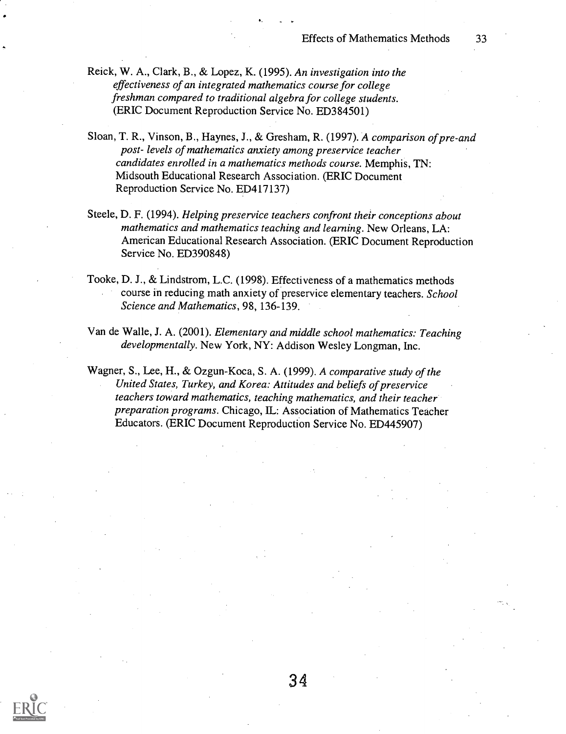Reick, W. A., Clark, B., & Lopez, K. (1995). *An investigation into the effectiveness of an integrated mathematics course for college freshman compared to traditional algebra for college students.* (ERIC Document Reproduction Service No. ED384501)

Sloan, T. R., Vinson, B., Haynes, J., & Gresham, R. (1997). *A comparison of pre-and post- levels of mathematics anxiety among preservice teacher candidates enrolled in a mathematics methods course.* Memphis, TN: Midsouth Educational Research Association. (ERIC Document Reproduction Service No. ED417137)

Steele, D. F. (1994). *Helping preservice teachers confront their conceptions about mathematics and mathematics teaching and learning.* New Orleans, LA: American Educational Research Association. (ERIC Document Reproduction Service No. ED390848)

Tooke, D. J., & Lindstrom, L.C. (1998). Effectiveness of a mathematics methods course in reducing math anxiety of preservice elementary teachers. *School Science and Mathematics*, 98, 136-139.

Van de Walle, J. A. (2001). *Elementary and middle school mathematics: Teaching developmentally.* New York, NY: Addison Wesley Longman, Inc.

Wagner, S., Lee, H., & Ozgun-Koca, S. A. (1999). *A comparative study of the United States, Turkey, and Korea: Attitudes and beliefs of preservice teachers toward mathematics, teaching mathematics, and their teacher preparation programs.* Chicago, IL: Association of Mathematics Teacher Educators. (ERIC Document Reproduction Service No. ED445907)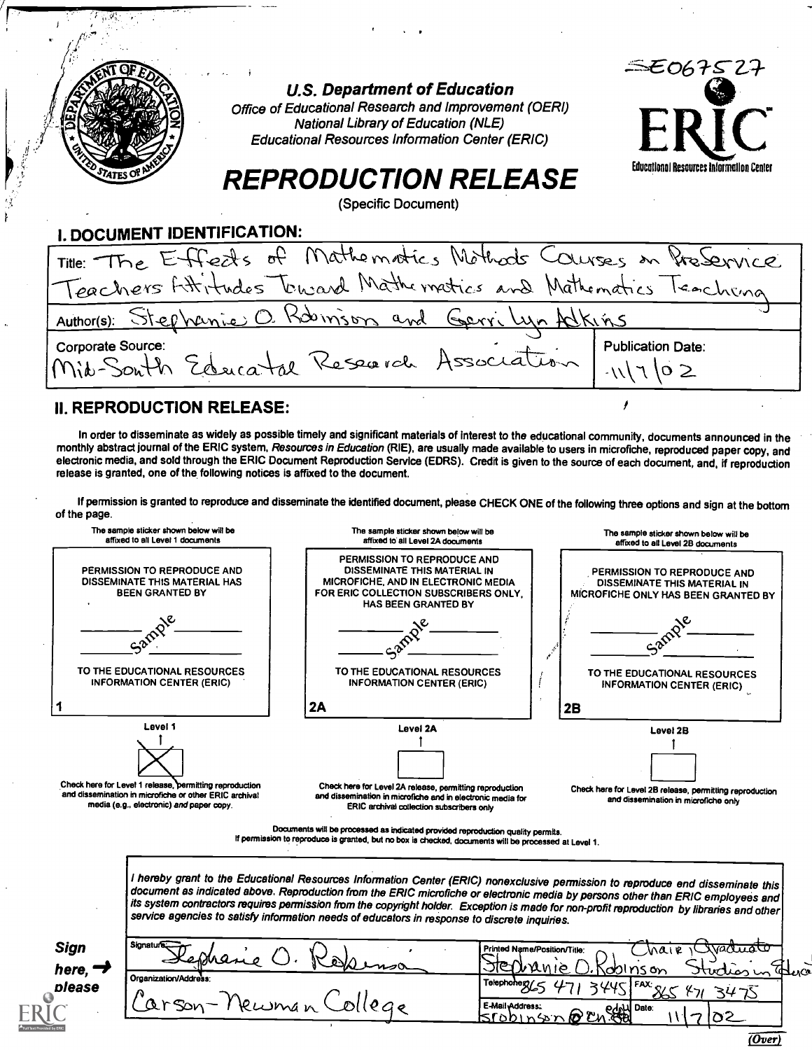SE067527

**U.S. Department of Education**
Office of Educational Research and Improvement (OERI)
National Library of Education (NLE)
Educational Resources Information Center (ERIC)

ERIC
Educational Resources Information Center

# REPRODUCTION RELEASE

(Specific Document)

## I. DOCUMENT IDENTIFICATION:

Title: The Effects of Mathematics Methods Courses on PreService Teachers Attitudes Toward Mathematics and Mathematics Teaching

Author(s): Stephanie O. Robinson and Gerri Lyn Adkins

Corporate Source: Mid-South Educational Research Association

Publication Date: 11/7/02

## II. REPRODUCTION RELEASE:

In order to disseminate as widely as possible timely and significant materials of interest to the educational community, documents announced in the monthly abstract journal of the ERIC system, *Resources in Education* (RIE), are usually made available to users in microfiche, reproduced paper copy, and electronic media, and sold through the ERIC Document Reproduction Service (EDRS). Credit is given to the source of each document, and, if reproduction release is granted, one of the following notices is affixed to the document.

If permission is granted to reproduce and disseminate the identified document, please CHECK ONE of the following three options and sign at the bottom of the page.

| The sample sticker shown below will be affixed to all Level 1 documents | The sample sticker shown below will be affixed to all Level 2A documents | The sample sticker shown below will be affixed to all Level 2B documents |
|---|---|---|
| PERMISSION TO REPRODUCE AND DISSEMINATE THIS MATERIAL HAS BEEN GRANTED BY ___ Sample ___ TO THE EDUCATIONAL RESOURCES INFORMATION CENTER (ERIC) | PERMISSION TO REPRODUCE AND DISSEMINATE THIS MATERIAL IN MICROFICHE, AND IN ELECTRONIC MEDIA FOR ERIC COLLECTION SUBSCRIBERS ONLY, HAS BEEN GRANTED BY ___ Sample ___ TO THE EDUCATIONAL RESOURCES INFORMATION CENTER (ERIC) | PERMISSION TO REPRODUCE AND DISSEMINATE THIS MATERIAL IN MICROFICHE ONLY HAS BEEN GRANTED BY ___ Sample ___ TO THE EDUCATIONAL RESOURCES INFORMATION CENTER (ERIC) |
| 1 | 2A | 2B |
| Level 1 | Level 2A | Level 2B |
| [X] | [ ] | [ ] |
| Check here for Level 1 release, permitting reproduction and dissemination in microfiche or other ERIC archival media (e.g., electronic) *and* paper copy. | Check here for Level 2A release, permitting reproduction and dissemination in microfiche and in electronic media for ERIC archival collection subscribers only | Check here for Level 2B release, permitting reproduction and dissemination in microfiche only |

Documents will be processed as indicated provided reproduction quality permits.
If permission to reproduce is granted, but no box is checked, documents will be processed at Level 1.

*I hereby grant to the Educational Resources Information Center (ERIC) nonexclusive permission to reproduce and disseminate this document as indicated above. Reproduction from the ERIC microfiche or electronic media by persons other than ERIC employees and its system contractors requires permission from the copyright holder. Exception is made for non-profit reproduction by libraries and other service agencies to satisfy information needs of educators in response to discrete inquiries.*

**Sign here, → please**

| Signature: Stephanie O. Robinson | Printed Name/Position/Title: Stephanie O. Robinson Chair, Graduate Studies in Educa |
|---|---|
| Organization/Address: Carson-Newman College | Telephone: 865 471 3445 FAX: 865 471 3475 |
| | E-Mail Address: srobinson@cn.edu Date: 11/7/02 |

(Over)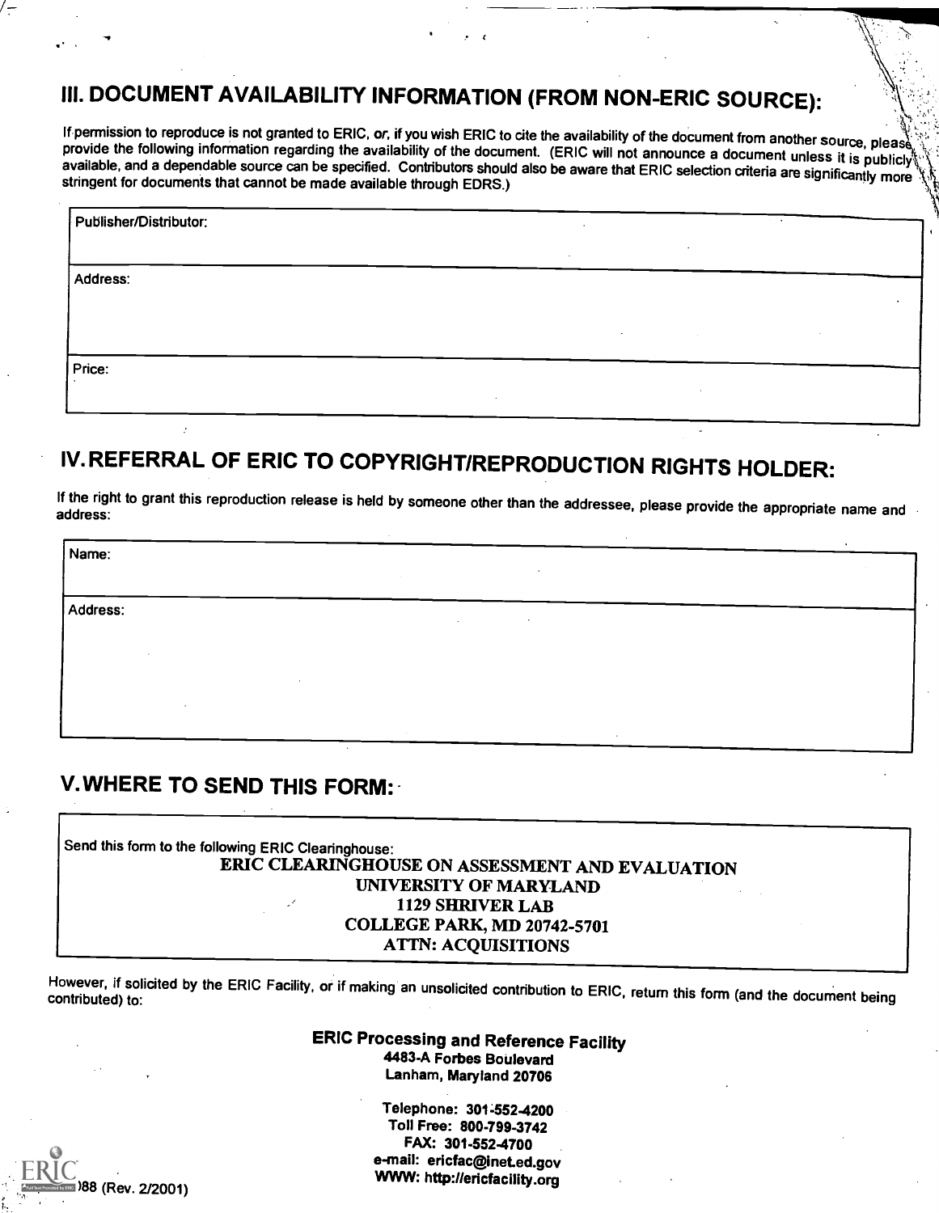## III. DOCUMENT AVAILABILITY INFORMATION (FROM NON-ERIC SOURCE):

If permission to reproduce is not granted to ERIC, *or*, if you wish ERIC to cite the availability of the document from another source, please provide the following information regarding the availability of the document. (ERIC will not announce a document unless it is publicly available, and a dependable source can be specified. Contributors should also be aware that ERIC selection criteria are significantly more stringent for documents that cannot be made available through EDRS.)

| |
|---|
| Publisher/Distributor: |
| Address: |
| Price: |

## IV. REFERRAL OF ERIC TO COPYRIGHT/REPRODUCTION RIGHTS HOLDER:

If the right to grant this reproduction release is held by someone other than the addressee, please provide the appropriate name and address:

| |
|---|
| Name: |
| Address: |

## V. WHERE TO SEND THIS FORM:

Send this form to the following ERIC Clearinghouse:

**ERIC CLEARINGHOUSE ON ASSESSMENT AND EVALUATION**
**UNIVERSITY OF MARYLAND**
**1129 SHRIVER LAB**
**COLLEGE PARK, MD 20742-5701**
**ATTN: ACQUISITIONS**

However, if solicited by the ERIC Facility, or if making an unsolicited contribution to ERIC, return this form (and the document being contributed) to:

**ERIC Processing and Reference Facility**
**4483-A Forbes Boulevard**
**Lanham, Maryland 20706**

**Telephone: 301-552-4200**
**Toll Free: 800-799-3742**
**FAX: 301-552-4700**
**e-mail: ericfac@inet.ed.gov**
**WWW: http://ericfacility.org**

)88 (Rev. 2/2001)